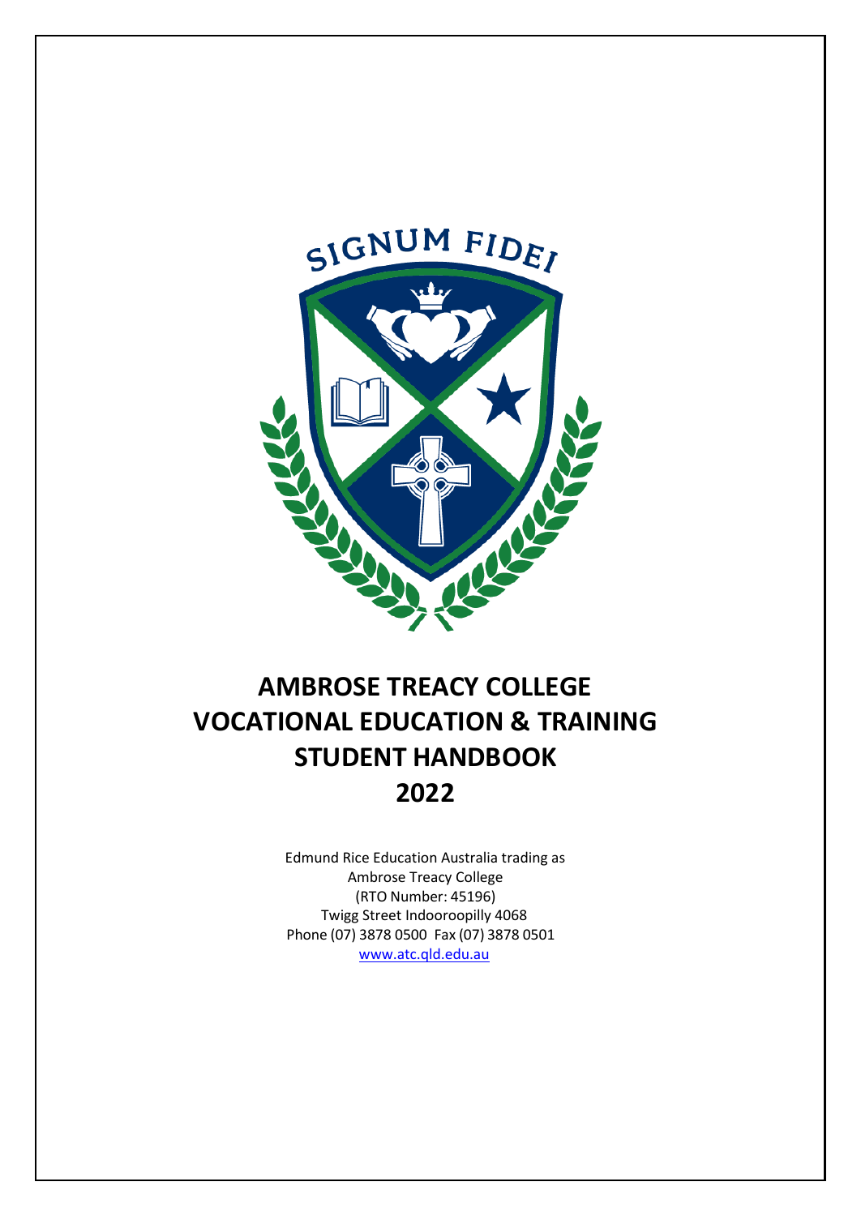SIGNUM FIDEI

# AMBROSE TREACY COLLEGE
# VOCATIONAL EDUCATION & TRAINING
# STUDENT HANDBOOK
# 2022

Edmund Rice Education Australia trading as
Ambrose Treacy College
(RTO Number: 45196)
Twigg Street Indooroopilly 4068
Phone (07) 3878 0500 Fax (07) 3878 0501
www.atc.qld.edu.au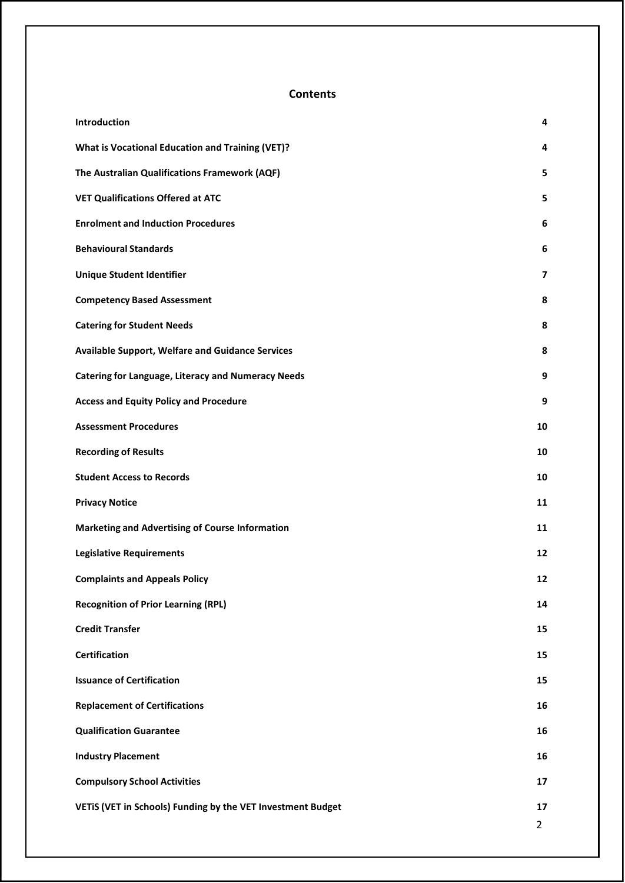# Contents

| | |
|---|---|
| **Introduction** | **4** |
| **What is Vocational Education and Training (VET)?** | **4** |
| **The Australian Qualifications Framework (AQF)** | **5** |
| **VET Qualifications Offered at ATC** | **5** |
| **Enrolment and Induction Procedures** | **6** |
| **Behavioural Standards** | **6** |
| **Unique Student Identifier** | **7** |
| **Competency Based Assessment** | **8** |
| **Catering for Student Needs** | **8** |
| **Available Support, Welfare and Guidance Services** | **8** |
| **Catering for Language, Literacy and Numeracy Needs** | **9** |
| **Access and Equity Policy and Procedure** | **9** |
| **Assessment Procedures** | **10** |
| **Recording of Results** | **10** |
| **Student Access to Records** | **10** |
| **Privacy Notice** | **11** |
| **Marketing and Advertising of Course Information** | **11** |
| **Legislative Requirements** | **12** |
| **Complaints and Appeals Policy** | **12** |
| **Recognition of Prior Learning (RPL)** | **14** |
| **Credit Transfer** | **15** |
| **Certification** | **15** |
| **Issuance of Certification** | **15** |
| **Replacement of Certifications** | **16** |
| **Qualification Guarantee** | **16** |
| **Industry Placement** | **16** |
| **Compulsory School Activities** | **17** |
| **VETiS (VET in Schools) Funding by the VET Investment Budget** | **17** |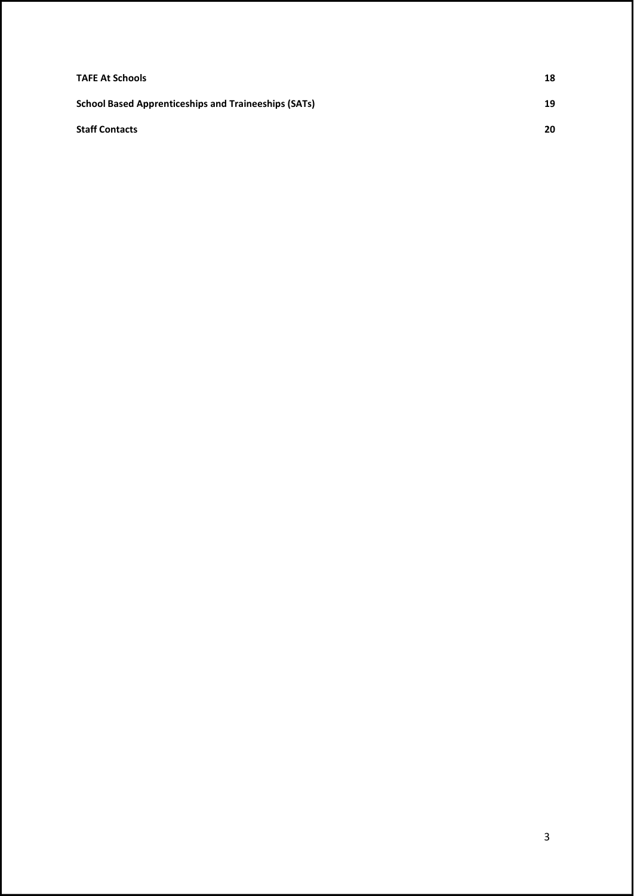**TAFE At Schools** 18

**School Based Apprenticeships and Traineeships (SATs)** 19

**Staff Contacts** 20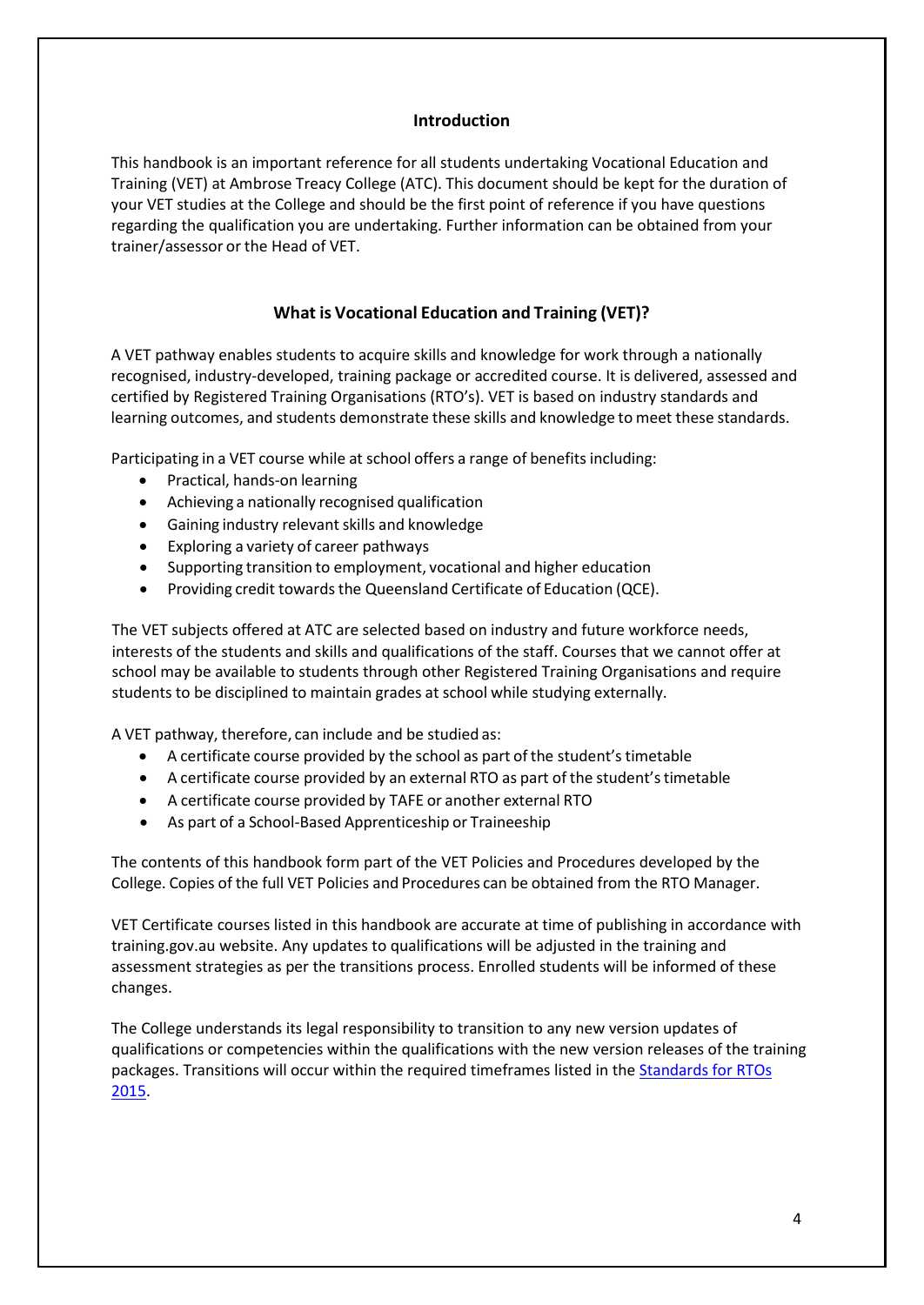## Introduction

This handbook is an important reference for all students undertaking Vocational Education and Training (VET) at Ambrose Treacy College (ATC). This document should be kept for the duration of your VET studies at the College and should be the first point of reference if you have questions regarding the qualification you are undertaking. Further information can be obtained from your trainer/assessor or the Head of VET.

## What is Vocational Education and Training (VET)?

A VET pathway enables students to acquire skills and knowledge for work through a nationally recognised, industry-developed, training package or accredited course. It is delivered, assessed and certified by Registered Training Organisations (RTO's). VET is based on industry standards and learning outcomes, and students demonstrate these skills and knowledge to meet these standards.

Participating in a VET course while at school offers a range of benefits including:

- Practical, hands-on learning
- Achieving a nationally recognised qualification
- Gaining industry relevant skills and knowledge
- Exploring a variety of career pathways
- Supporting transition to employment, vocational and higher education
- Providing credit towards the Queensland Certificate of Education (QCE).

The VET subjects offered at ATC are selected based on industry and future workforce needs, interests of the students and skills and qualifications of the staff. Courses that we cannot offer at school may be available to students through other Registered Training Organisations and require students to be disciplined to maintain grades at school while studying externally.

A VET pathway, therefore, can include and be studied as:

- A certificate course provided by the school as part of the student's timetable
- A certificate course provided by an external RTO as part of the student's timetable
- A certificate course provided by TAFE or another external RTO
- As part of a School-Based Apprenticeship or Traineeship

The contents of this handbook form part of the VET Policies and Procedures developed by the College. Copies of the full VET Policies and Procedures can be obtained from the RTO Manager.

VET Certificate courses listed in this handbook are accurate at time of publishing in accordance with training.gov.au website. Any updates to qualifications will be adjusted in the training and assessment strategies as per the transitions process. Enrolled students will be informed of these changes.

The College understands its legal responsibility to transition to any new version updates of qualifications or competencies within the qualifications with the new version releases of the training packages. Transitions will occur within the required timeframes listed in the Standards for RTOs 2015.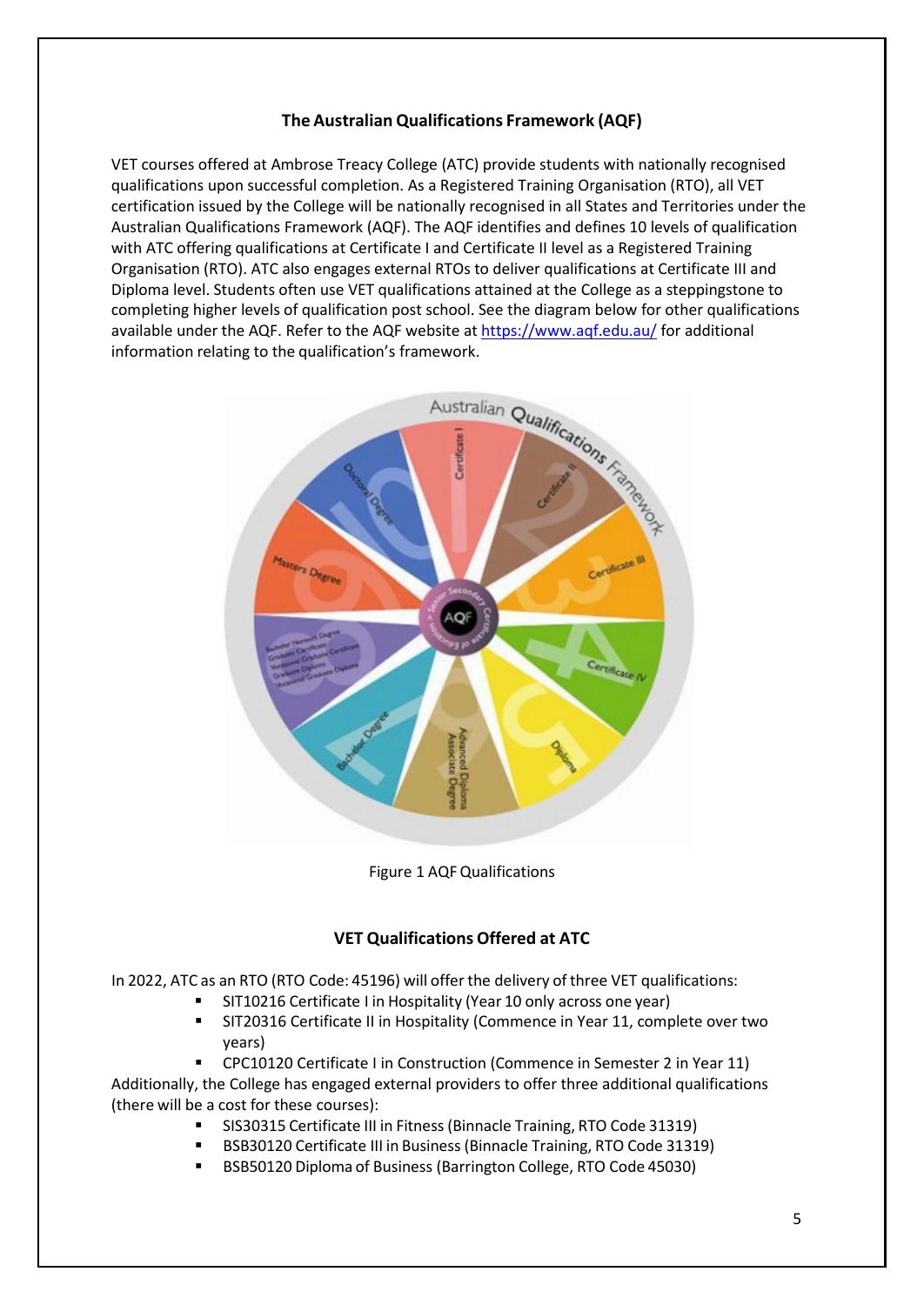## The Australian Qualifications Framework (AQF)

VET courses offered at Ambrose Treacy College (ATC) provide students with nationally recognised qualifications upon successful completion. As a Registered Training Organisation (RTO), all VET certification issued by the College will be nationally recognised in all States and Territories under the Australian Qualifications Framework (AQF). The AQF identifies and defines 10 levels of qualification with ATC offering qualifications at Certificate I and Certificate II level as a Registered Training Organisation (RTO). ATC also engages external RTOs to deliver qualifications at Certificate III and Diploma level. Students often use VET qualifications attained at the College as a steppingstone to completing higher levels of qualification post school. See the diagram below for other qualifications available under the AQF. Refer to the AQF website at https://www.aqf.edu.au/ for additional information relating to the qualification's framework.

Figure 1 AQF Qualifications

## VET Qualifications Offered at ATC

In 2022, ATC as an RTO (RTO Code: 45196) will offer the delivery of three VET qualifications:

- SIT10216 Certificate I in Hospitality (Year 10 only across one year)
- SIT20316 Certificate II in Hospitality (Commence in Year 11, complete over two years)
- CPC10120 Certificate I in Construction (Commence in Semester 2 in Year 11)

Additionally, the College has engaged external providers to offer three additional qualifications (there will be a cost for these courses):

- SIS30315 Certificate III in Fitness (Binnacle Training, RTO Code 31319)
- BSB30120 Certificate III in Business (Binnacle Training, RTO Code 31319)
- BSB50120 Diploma of Business (Barrington College, RTO Code 45030)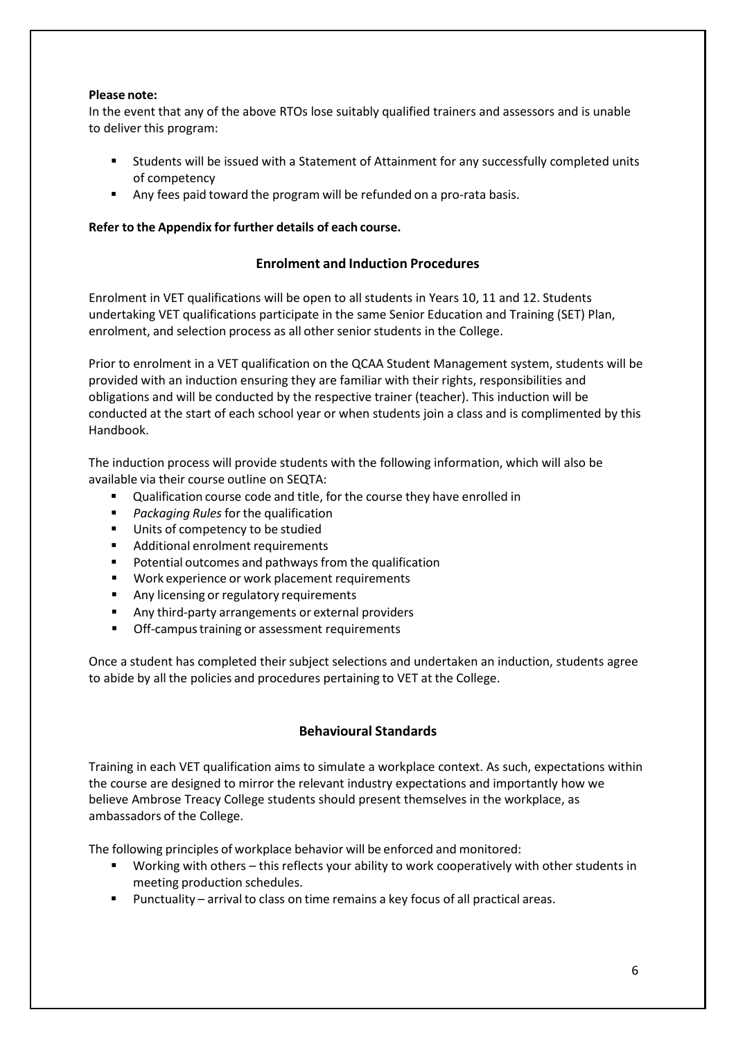**Please note:**

In the event that any of the above RTOs lose suitably qualified trainers and assessors and is unable to deliver this program:

- Students will be issued with a Statement of Attainment for any successfully completed units of competency
- Any fees paid toward the program will be refunded on a pro-rata basis.

**Refer to the Appendix for further details of each course.**

## Enrolment and Induction Procedures

Enrolment in VET qualifications will be open to all students in Years 10, 11 and 12. Students undertaking VET qualifications participate in the same Senior Education and Training (SET) Plan, enrolment, and selection process as all other senior students in the College.

Prior to enrolment in a VET qualification on the QCAA Student Management system, students will be provided with an induction ensuring they are familiar with their rights, responsibilities and obligations and will be conducted by the respective trainer (teacher). This induction will be conducted at the start of each school year or when students join a class and is complimented by this Handbook.

The induction process will provide students with the following information, which will also be available via their course outline on SEQTA:

- Qualification course code and title, for the course they have enrolled in
- *Packaging Rules* for the qualification
- Units of competency to be studied
- Additional enrolment requirements
- Potential outcomes and pathways from the qualification
- Work experience or work placement requirements
- Any licensing or regulatory requirements
- Any third-party arrangements or external providers
- Off-campus training or assessment requirements

Once a student has completed their subject selections and undertaken an induction, students agree to abide by all the policies and procedures pertaining to VET at the College.

## Behavioural Standards

Training in each VET qualification aims to simulate a workplace context. As such, expectations within the course are designed to mirror the relevant industry expectations and importantly how we believe Ambrose Treacy College students should present themselves in the workplace, as ambassadors of the College.

The following principles of workplace behavior will be enforced and monitored:

- Working with others – this reflects your ability to work cooperatively with other students in meeting production schedules.
- Punctuality – arrival to class on time remains a key focus of all practical areas.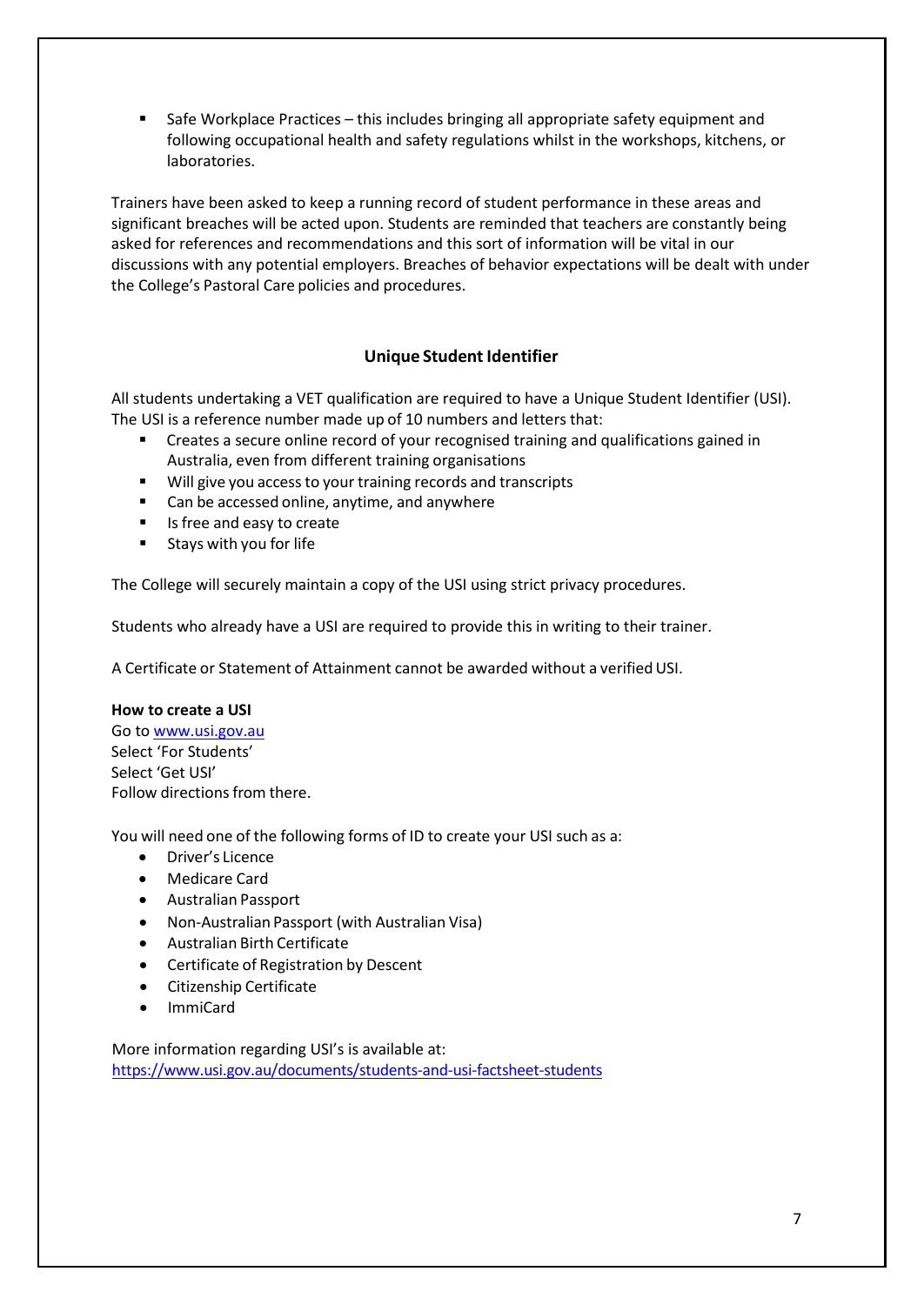- Safe Workplace Practices – this includes bringing all appropriate safety equipment and following occupational health and safety regulations whilst in the workshops, kitchens, or laboratories.

Trainers have been asked to keep a running record of student performance in these areas and significant breaches will be acted upon. Students are reminded that teachers are constantly being asked for references and recommendations and this sort of information will be vital in our discussions with any potential employers. Breaches of behavior expectations will be dealt with under the College's Pastoral Care policies and procedures.

## Unique Student Identifier

All students undertaking a VET qualification are required to have a Unique Student Identifier (USI). The USI is a reference number made up of 10 numbers and letters that:

- Creates a secure online record of your recognised training and qualifications gained in Australia, even from different training organisations
- Will give you access to your training records and transcripts
- Can be accessed online, anytime, and anywhere
- Is free and easy to create
- Stays with you for life

The College will securely maintain a copy of the USI using strict privacy procedures.

Students who already have a USI are required to provide this in writing to their trainer.

A Certificate or Statement of Attainment cannot be awarded without a verified USI.

**How to create a USI**
Go to www.usi.gov.au
Select 'For Students'
Select 'Get USI'
Follow directions from there.

You will need one of the following forms of ID to create your USI such as a:

- Driver's Licence
- Medicare Card
- Australian Passport
- Non-Australian Passport (with Australian Visa)
- Australian Birth Certificate
- Certificate of Registration by Descent
- Citizenship Certificate
- ImmiCard

More information regarding USI's is available at:
https://www.usi.gov.au/documents/students-and-usi-factsheet-students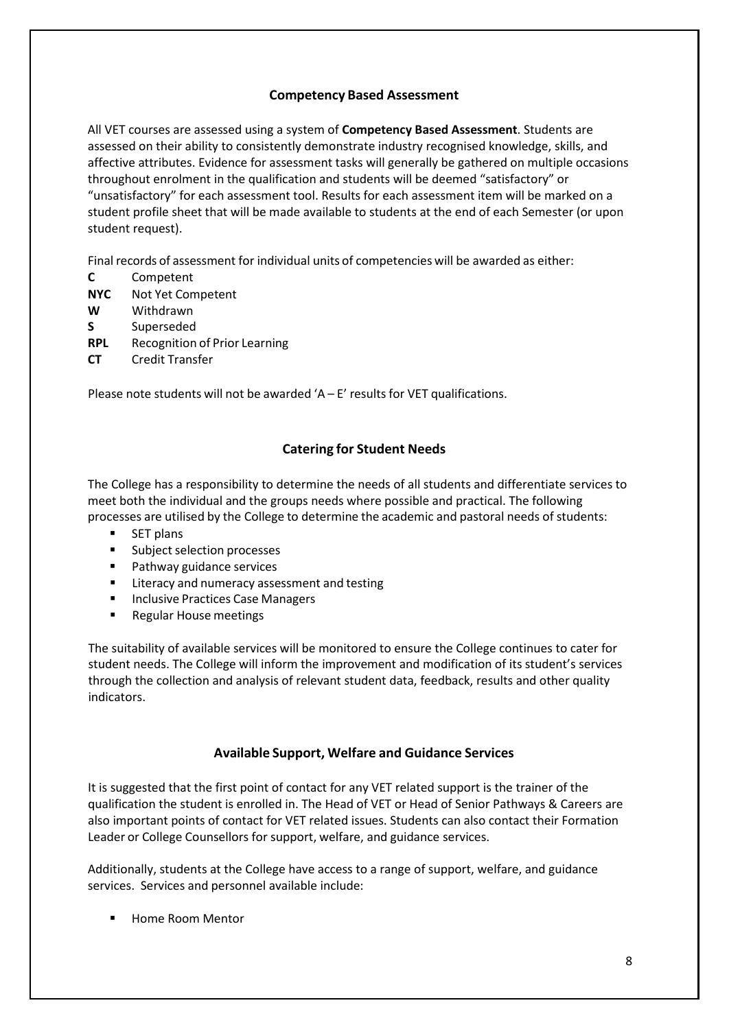## Competency Based Assessment

All VET courses are assessed using a system of **Competency Based Assessment**. Students are assessed on their ability to consistently demonstrate industry recognised knowledge, skills, and affective attributes. Evidence for assessment tasks will generally be gathered on multiple occasions throughout enrolment in the qualification and students will be deemed "satisfactory" or "unsatisfactory" for each assessment tool. Results for each assessment item will be marked on a student profile sheet that will be made available to students at the end of each Semester (or upon student request).

Final records of assessment for individual units of competencies will be awarded as either:

**C** Competent
**NYC** Not Yet Competent
**W** Withdrawn
**S** Superseded
**RPL** Recognition of Prior Learning
**CT** Credit Transfer

Please note students will not be awarded 'A – E' results for VET qualifications.

## Catering for Student Needs

The College has a responsibility to determine the needs of all students and differentiate services to meet both the individual and the groups needs where possible and practical. The following processes are utilised by the College to determine the academic and pastoral needs of students:

- SET plans
- Subject selection processes
- Pathway guidance services
- Literacy and numeracy assessment and testing
- Inclusive Practices Case Managers
- Regular House meetings

The suitability of available services will be monitored to ensure the College continues to cater for student needs. The College will inform the improvement and modification of its student's services through the collection and analysis of relevant student data, feedback, results and other quality indicators.

## Available Support, Welfare and Guidance Services

It is suggested that the first point of contact for any VET related support is the trainer of the qualification the student is enrolled in. The Head of VET or Head of Senior Pathways & Careers are also important points of contact for VET related issues. Students can also contact their Formation Leader or College Counsellors for support, welfare, and guidance services.

Additionally, students at the College have access to a range of support, welfare, and guidance services. Services and personnel available include:

- Home Room Mentor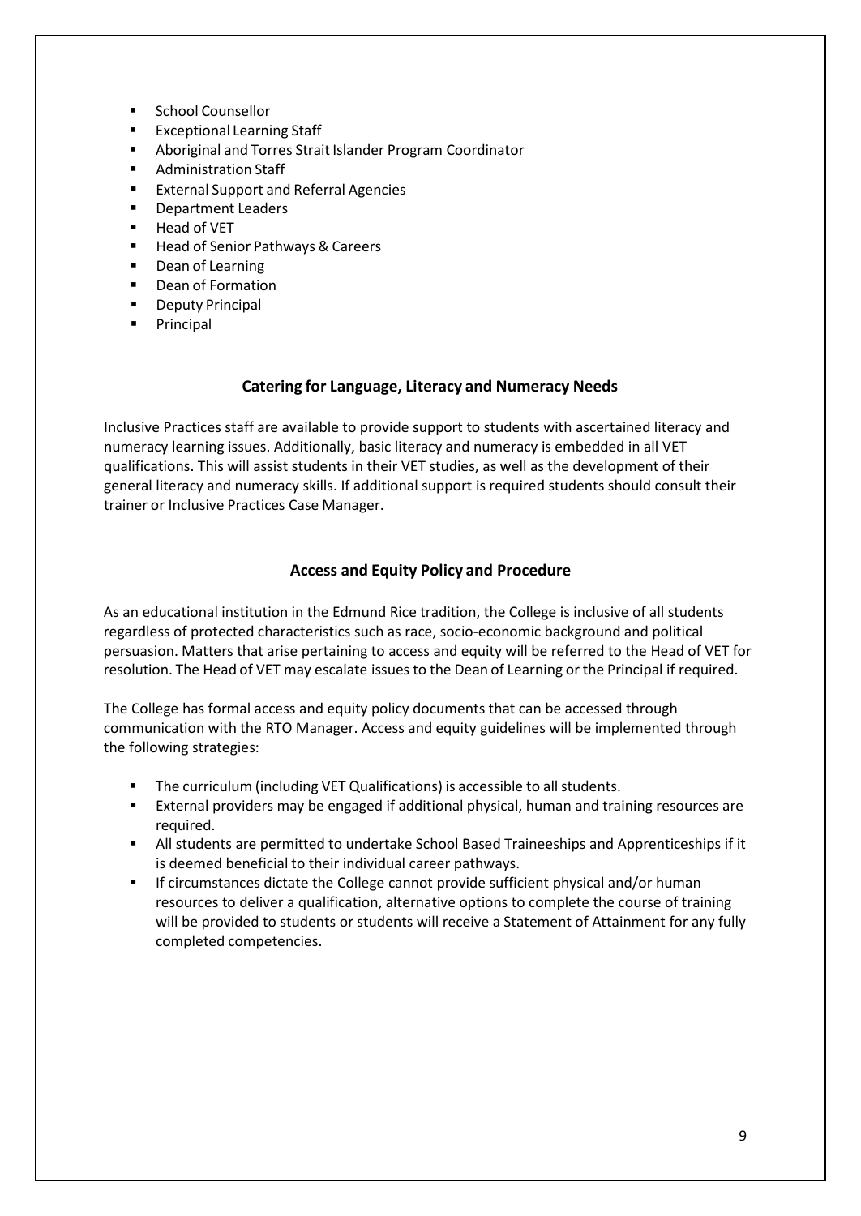- School Counsellor
- Exceptional Learning Staff
- Aboriginal and Torres Strait Islander Program Coordinator
- Administration Staff
- External Support and Referral Agencies
- Department Leaders
- Head of VET
- Head of Senior Pathways & Careers
- Dean of Learning
- Dean of Formation
- Deputy Principal
- Principal

## Catering for Language, Literacy and Numeracy Needs

Inclusive Practices staff are available to provide support to students with ascertained literacy and numeracy learning issues. Additionally, basic literacy and numeracy is embedded in all VET qualifications. This will assist students in their VET studies, as well as the development of their general literacy and numeracy skills. If additional support is required students should consult their trainer or Inclusive Practices Case Manager.

## Access and Equity Policy and Procedure

As an educational institution in the Edmund Rice tradition, the College is inclusive of all students regardless of protected characteristics such as race, socio-economic background and political persuasion. Matters that arise pertaining to access and equity will be referred to the Head of VET for resolution. The Head of VET may escalate issues to the Dean of Learning or the Principal if required.

The College has formal access and equity policy documents that can be accessed through communication with the RTO Manager. Access and equity guidelines will be implemented through the following strategies:

- The curriculum (including VET Qualifications) is accessible to all students.
- External providers may be engaged if additional physical, human and training resources are required.
- All students are permitted to undertake School Based Traineeships and Apprenticeships if it is deemed beneficial to their individual career pathways.
- If circumstances dictate the College cannot provide sufficient physical and/or human resources to deliver a qualification, alternative options to complete the course of training will be provided to students or students will receive a Statement of Attainment for any fully completed competencies.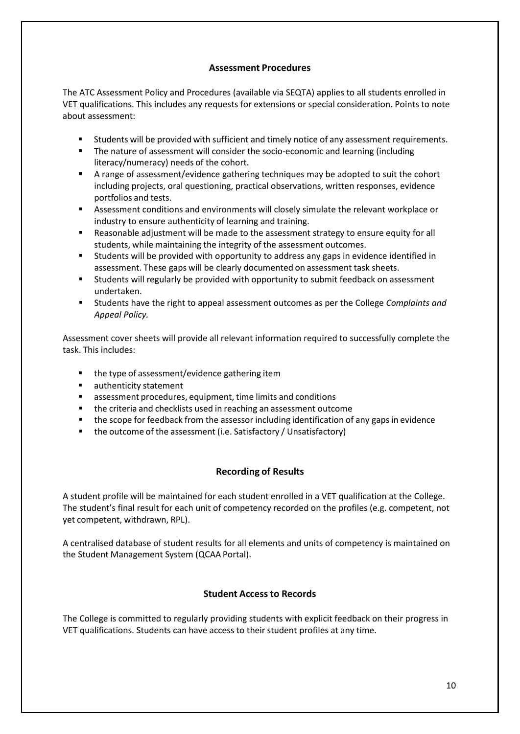## Assessment Procedures

The ATC Assessment Policy and Procedures (available via SEQTA) applies to all students enrolled in VET qualifications. This includes any requests for extensions or special consideration. Points to note about assessment:

- Students will be provided with sufficient and timely notice of any assessment requirements.
- The nature of assessment will consider the socio-economic and learning (including literacy/numeracy) needs of the cohort.
- A range of assessment/evidence gathering techniques may be adopted to suit the cohort including projects, oral questioning, practical observations, written responses, evidence portfolios and tests.
- Assessment conditions and environments will closely simulate the relevant workplace or industry to ensure authenticity of learning and training.
- Reasonable adjustment will be made to the assessment strategy to ensure equity for all students, while maintaining the integrity of the assessment outcomes.
- Students will be provided with opportunity to address any gaps in evidence identified in assessment. These gaps will be clearly documented on assessment task sheets.
- Students will regularly be provided with opportunity to submit feedback on assessment undertaken.
- Students have the right to appeal assessment outcomes as per the College *Complaints and Appeal Policy.*

Assessment cover sheets will provide all relevant information required to successfully complete the task. This includes:

- the type of assessment/evidence gathering item
- authenticity statement
- assessment procedures, equipment, time limits and conditions
- the criteria and checklists used in reaching an assessment outcome
- the scope for feedback from the assessor including identification of any gaps in evidence
- the outcome of the assessment (i.e. Satisfactory / Unsatisfactory)

## Recording of Results

A student profile will be maintained for each student enrolled in a VET qualification at the College. The student's final result for each unit of competency recorded on the profiles (e.g. competent, not yet competent, withdrawn, RPL).

A centralised database of student results for all elements and units of competency is maintained on the Student Management System (QCAA Portal).

## Student Access to Records

The College is committed to regularly providing students with explicit feedback on their progress in VET qualifications. Students can have access to their student profiles at any time.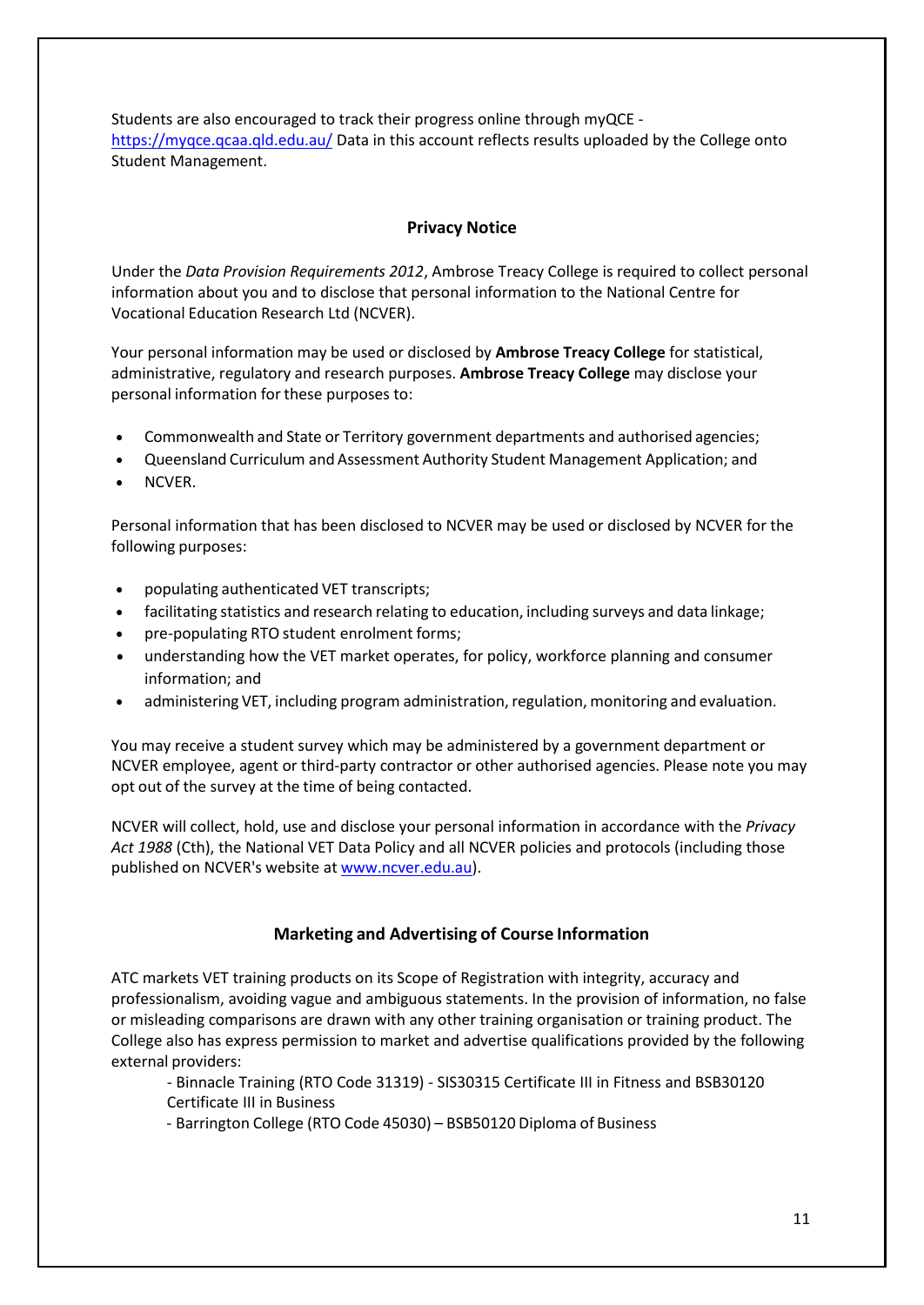Students are also encouraged to track their progress online through myQCE - [https://myqce.qcaa.qld.edu.au/](https://myqce.qcaa.qld.edu.au/) Data in this account reflects results uploaded by the College onto Student Management.

## Privacy Notice

Under the *Data Provision Requirements 2012*, Ambrose Treacy College is required to collect personal information about you and to disclose that personal information to the National Centre for Vocational Education Research Ltd (NCVER).

Your personal information may be used or disclosed by **Ambrose Treacy College** for statistical, administrative, regulatory and research purposes. **Ambrose Treacy College** may disclose your personal information for these purposes to:

- Commonwealth and State or Territory government departments and authorised agencies;
- Queensland Curriculum and Assessment Authority Student Management Application; and
- NCVER.

Personal information that has been disclosed to NCVER may be used or disclosed by NCVER for the following purposes:

- populating authenticated VET transcripts;
- facilitating statistics and research relating to education, including surveys and data linkage;
- pre-populating RTO student enrolment forms;
- understanding how the VET market operates, for policy, workforce planning and consumer information; and
- administering VET, including program administration, regulation, monitoring and evaluation.

You may receive a student survey which may be administered by a government department or NCVER employee, agent or third-party contractor or other authorised agencies. Please note you may opt out of the survey at the time of being contacted.

NCVER will collect, hold, use and disclose your personal information in accordance with the *Privacy Act 1988* (Cth), the National VET Data Policy and all NCVER policies and protocols (including those published on NCVER's website at [www.ncver.edu.au](www.ncver.edu.au)).

## Marketing and Advertising of Course Information

ATC markets VET training products on its Scope of Registration with integrity, accuracy and professionalism, avoiding vague and ambiguous statements. In the provision of information, no false or misleading comparisons are drawn with any other training organisation or training product. The College also has express permission to market and advertise qualifications provided by the following external providers:

- Binnacle Training (RTO Code 31319) - SIS30315 Certificate III in Fitness and BSB30120 Certificate III in Business
- Barrington College (RTO Code 45030) – BSB50120 Diploma of Business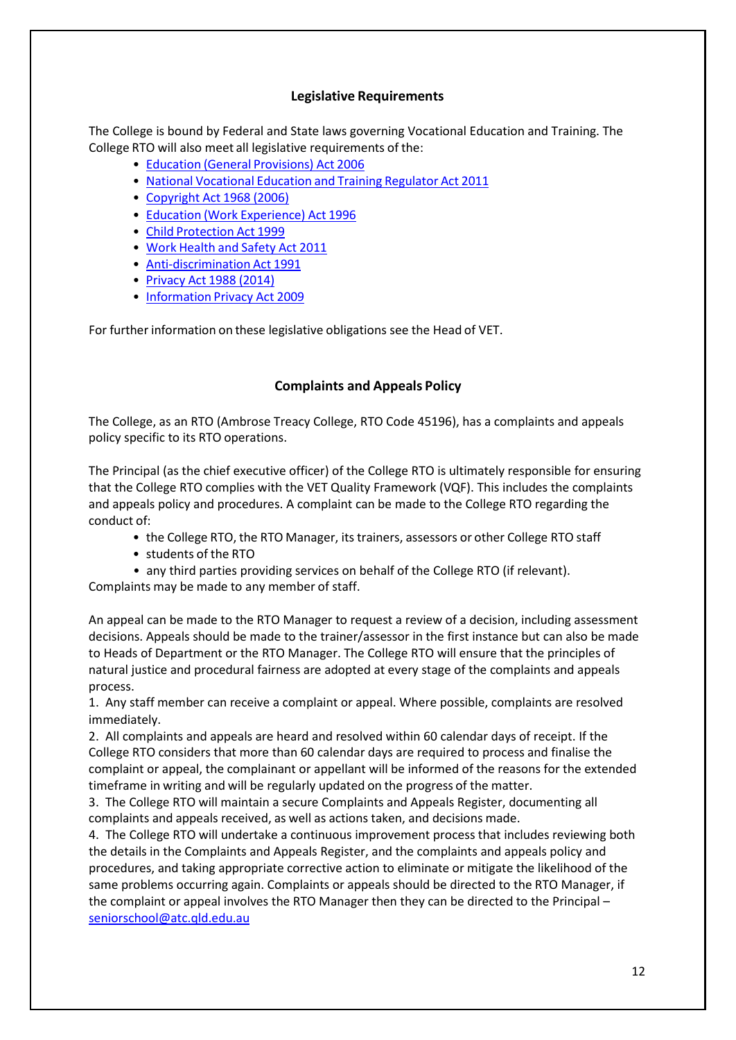## Legislative Requirements

The College is bound by Federal and State laws governing Vocational Education and Training. The College RTO will also meet all legislative requirements of the:

- Education (General Provisions) Act 2006
- National Vocational Education and Training Regulator Act 2011
- Copyright Act 1968 (2006)
- Education (Work Experience) Act 1996
- Child Protection Act 1999
- Work Health and Safety Act 2011
- Anti-discrimination Act 1991
- Privacy Act 1988 (2014)
- Information Privacy Act 2009

For further information on these legislative obligations see the Head of VET.

## Complaints and Appeals Policy

The College, as an RTO (Ambrose Treacy College, RTO Code 45196), has a complaints and appeals policy specific to its RTO operations.

The Principal (as the chief executive officer) of the College RTO is ultimately responsible for ensuring that the College RTO complies with the VET Quality Framework (VQF). This includes the complaints and appeals policy and procedures. A complaint can be made to the College RTO regarding the conduct of:

- the College RTO, the RTO Manager, its trainers, assessors or other College RTO staff
- students of the RTO
- any third parties providing services on behalf of the College RTO (if relevant).

Complaints may be made to any member of staff.

An appeal can be made to the RTO Manager to request a review of a decision, including assessment decisions. Appeals should be made to the trainer/assessor in the first instance but can also be made to Heads of Department or the RTO Manager. The College RTO will ensure that the principles of natural justice and procedural fairness are adopted at every stage of the complaints and appeals process.

1. Any staff member can receive a complaint or appeal. Where possible, complaints are resolved immediately.
2. All complaints and appeals are heard and resolved within 60 calendar days of receipt. If the College RTO considers that more than 60 calendar days are required to process and finalise the complaint or appeal, the complainant or appellant will be informed of the reasons for the extended timeframe in writing and will be regularly updated on the progress of the matter.
3. The College RTO will maintain a secure Complaints and Appeals Register, documenting all complaints and appeals received, as well as actions taken, and decisions made.
4. The College RTO will undertake a continuous improvement process that includes reviewing both the details in the Complaints and Appeals Register, and the complaints and appeals policy and procedures, and taking appropriate corrective action to eliminate or mitigate the likelihood of the same problems occurring again. Complaints or appeals should be directed to the RTO Manager, if the complaint or appeal involves the RTO Manager then they can be directed to the Principal – seniorschool@atc.qld.edu.au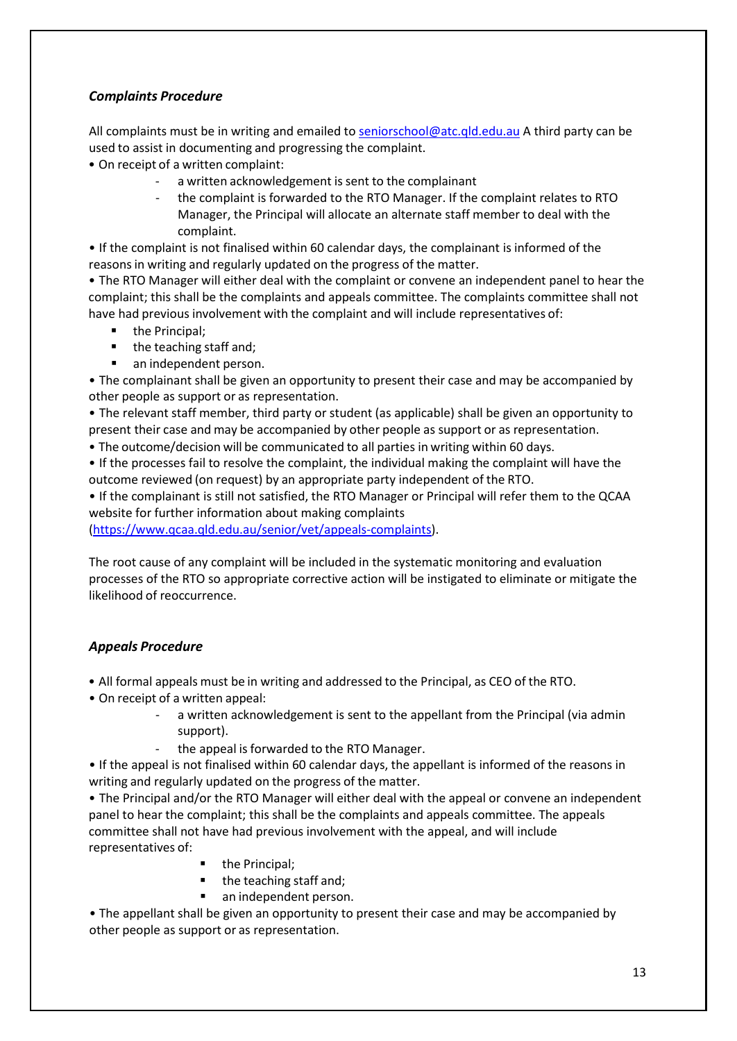### *Complaints Procedure*

All complaints must be in writing and emailed to [seniorschool@atc.qld.edu.au](mailto:seniorschool@atc.qld.edu.au) A third party can be used to assist in documenting and progressing the complaint.

- On receipt of a written complaint:
  - a written acknowledgement is sent to the complainant
  - the complaint is forwarded to the RTO Manager. If the complaint relates to RTO Manager, the Principal will allocate an alternate staff member to deal with the complaint.
- If the complaint is not finalised within 60 calendar days, the complainant is informed of the reasons in writing and regularly updated on the progress of the matter.
- The RTO Manager will either deal with the complaint or convene an independent panel to hear the complaint; this shall be the complaints and appeals committee. The complaints committee shall not have had previous involvement with the complaint and will include representatives of:
  - the Principal;
  - the teaching staff and;
  - an independent person.
- The complainant shall be given an opportunity to present their case and may be accompanied by other people as support or as representation.
- The relevant staff member, third party or student (as applicable) shall be given an opportunity to present their case and may be accompanied by other people as support or as representation.
- The outcome/decision will be communicated to all parties in writing within 60 days.
- If the processes fail to resolve the complaint, the individual making the complaint will have the outcome reviewed (on request) by an appropriate party independent of the RTO.
- If the complainant is still not satisfied, the RTO Manager or Principal will refer them to the QCAA website for further information about making complaints ([https://www.qcaa.qld.edu.au/senior/vet/appeals-complaints](https://www.qcaa.qld.edu.au/senior/vet/appeals-complaints)).

The root cause of any complaint will be included in the systematic monitoring and evaluation processes of the RTO so appropriate corrective action will be instigated to eliminate or mitigate the likelihood of reoccurrence.

### *Appeals Procedure*

- All formal appeals must be in writing and addressed to the Principal, as CEO of the RTO.
- On receipt of a written appeal:
  - a written acknowledgement is sent to the appellant from the Principal (via admin support).
  - the appeal is forwarded to the RTO Manager.
- If the appeal is not finalised within 60 calendar days, the appellant is informed of the reasons in writing and regularly updated on the progress of the matter.
- The Principal and/or the RTO Manager will either deal with the appeal or convene an independent panel to hear the complaint; this shall be the complaints and appeals committee. The appeals committee shall not have had previous involvement with the appeal, and will include representatives of:
  - the Principal;
  - the teaching staff and;
  - an independent person.
- The appellant shall be given an opportunity to present their case and may be accompanied by other people as support or as representation.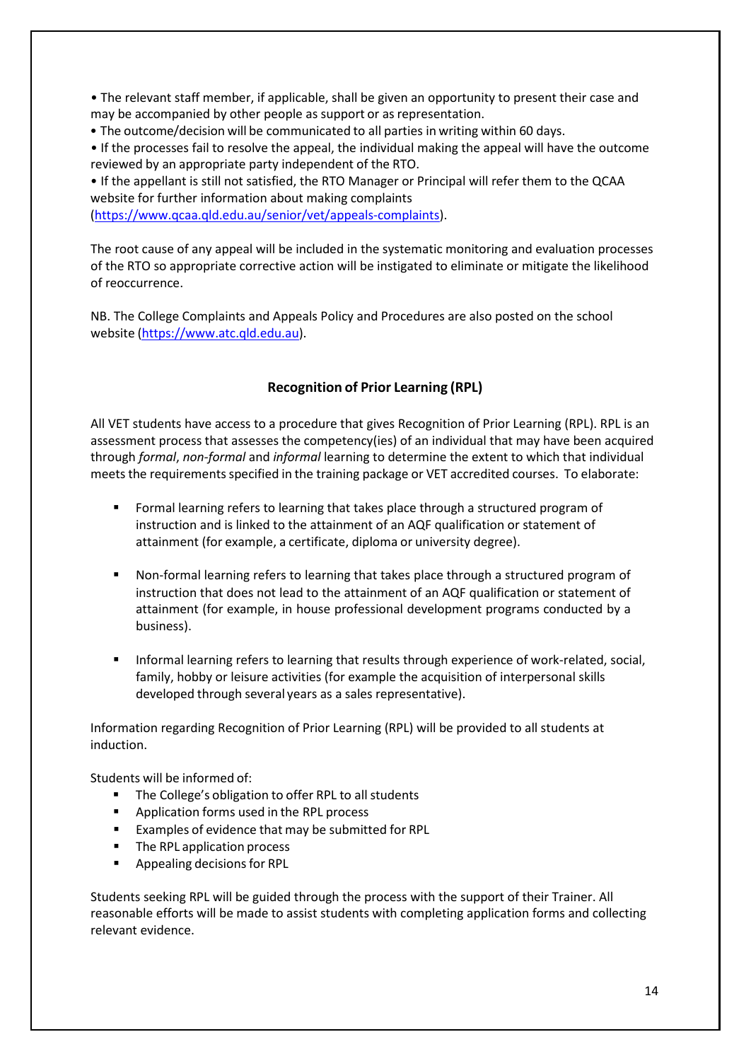- The relevant staff member, if applicable, shall be given an opportunity to present their case and may be accompanied by other people as support or as representation.
- The outcome/decision will be communicated to all parties in writing within 60 days.
- If the processes fail to resolve the appeal, the individual making the appeal will have the outcome reviewed by an appropriate party independent of the RTO.
- If the appellant is still not satisfied, the RTO Manager or Principal will refer them to the QCAA website for further information about making complaints (https://www.qcaa.qld.edu.au/senior/vet/appeals-complaints).

The root cause of any appeal will be included in the systematic monitoring and evaluation processes of the RTO so appropriate corrective action will be instigated to eliminate or mitigate the likelihood of reoccurrence.

NB. The College Complaints and Appeals Policy and Procedures are also posted on the school website (https://www.atc.qld.edu.au).

## Recognition of Prior Learning (RPL)

All VET students have access to a procedure that gives Recognition of Prior Learning (RPL). RPL is an assessment process that assesses the competency(ies) of an individual that may have been acquired through *formal*, *non-formal* and *informal* learning to determine the extent to which that individual meets the requirements specified in the training package or VET accredited courses. To elaborate:

- Formal learning refers to learning that takes place through a structured program of instruction and is linked to the attainment of an AQF qualification or statement of attainment (for example, a certificate, diploma or university degree).
- Non-formal learning refers to learning that takes place through a structured program of instruction that does not lead to the attainment of an AQF qualification or statement of attainment (for example, in house professional development programs conducted by a business).
- Informal learning refers to learning that results through experience of work-related, social, family, hobby or leisure activities (for example the acquisition of interpersonal skills developed through several years as a sales representative).

Information regarding Recognition of Prior Learning (RPL) will be provided to all students at induction.

Students will be informed of:

- The College's obligation to offer RPL to all students
- Application forms used in the RPL process
- Examples of evidence that may be submitted for RPL
- The RPL application process
- Appealing decisions for RPL

Students seeking RPL will be guided through the process with the support of their Trainer. All reasonable efforts will be made to assist students with completing application forms and collecting relevant evidence.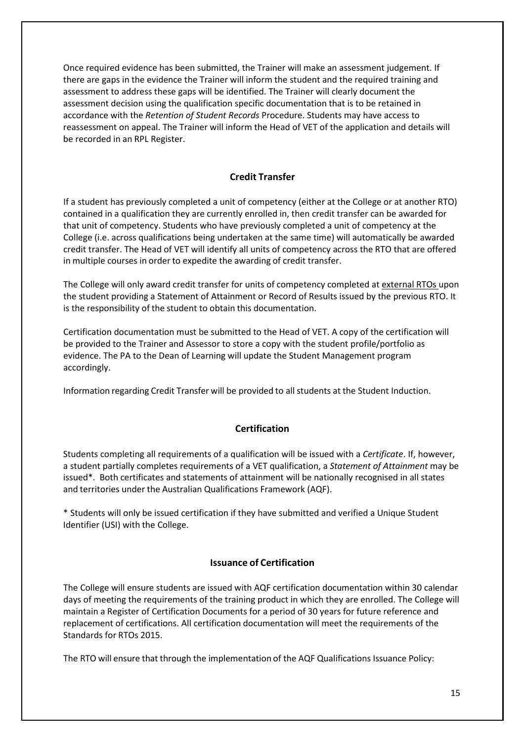Once required evidence has been submitted, the Trainer will make an assessment judgement. If there are gaps in the evidence the Trainer will inform the student and the required training and assessment to address these gaps will be identified. The Trainer will clearly document the assessment decision using the qualification specific documentation that is to be retained in accordance with the *Retention of Student Records* Procedure. Students may have access to reassessment on appeal. The Trainer will inform the Head of VET of the application and details will be recorded in an RPL Register.

### Credit Transfer

If a student has previously completed a unit of competency (either at the College or at another RTO) contained in a qualification they are currently enrolled in, then credit transfer can be awarded for that unit of competency. Students who have previously completed a unit of competency at the College (i.e. across qualifications being undertaken at the same time) will automatically be awarded credit transfer. The Head of VET will identify all units of competency across the RTO that are offered in multiple courses in order to expedite the awarding of credit transfer.

The College will only award credit transfer for units of competency completed at external RTOs upon the student providing a Statement of Attainment or Record of Results issued by the previous RTO. It is the responsibility of the student to obtain this documentation.

Certification documentation must be submitted to the Head of VET. A copy of the certification will be provided to the Trainer and Assessor to store a copy with the student profile/portfolio as evidence. The PA to the Dean of Learning will update the Student Management program accordingly.

Information regarding Credit Transfer will be provided to all students at the Student Induction.

### Certification

Students completing all requirements of a qualification will be issued with a *Certificate*. If, however, a student partially completes requirements of a VET qualification, a *Statement of Attainment* may be issued*. Both certificates and statements of attainment will be nationally recognised in all states and territories under the Australian Qualifications Framework (AQF).

* Students will only be issued certification if they have submitted and verified a Unique Student Identifier (USI) with the College.

### Issuance of Certification

The College will ensure students are issued with AQF certification documentation within 30 calendar days of meeting the requirements of the training product in which they are enrolled. The College will maintain a Register of Certification Documents for a period of 30 years for future reference and replacement of certifications. All certification documentation will meet the requirements of the Standards for RTOs 2015.

The RTO will ensure that through the implementation of the AQF Qualifications Issuance Policy: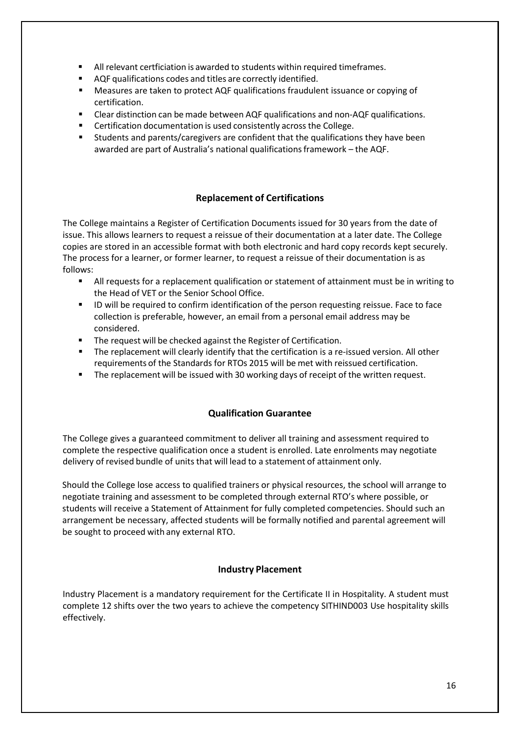- All relevant certficiation is awarded to students within required timeframes.
- AQF qualifications codes and titles are correctly identified.
- Measures are taken to protect AQF qualifications fraudulent issuance or copying of certification.
- Clear distinction can be made between AQF qualifications and non-AQF qualifications.
- Certification documentation is used consistently across the College.
- Students and parents/caregivers are confident that the qualifications they have been awarded are part of Australia's national qualifications framework – the AQF.

## Replacement of Certifications

The College maintains a Register of Certification Documents issued for 30 years from the date of issue. This allows learners to request a reissue of their documentation at a later date. The College copies are stored in an accessible format with both electronic and hard copy records kept securely. The process for a learner, or former learner, to request a reissue of their documentation is as follows:

- All requests for a replacement qualification or statement of attainment must be in writing to the Head of VET or the Senior School Office.
- ID will be required to confirm identification of the person requesting reissue. Face to face collection is preferable, however, an email from a personal email address may be considered.
- The request will be checked against the Register of Certification.
- The replacement will clearly identify that the certification is a re-issued version. All other requirements of the Standards for RTOs 2015 will be met with reissued certification.
- The replacement will be issued with 30 working days of receipt of the written request.

## Qualification Guarantee

The College gives a guaranteed commitment to deliver all training and assessment required to complete the respective qualification once a student is enrolled. Late enrolments may negotiate delivery of revised bundle of units that will lead to a statement of attainment only.

Should the College lose access to qualified trainers or physical resources, the school will arrange to negotiate training and assessment to be completed through external RTO's where possible, or students will receive a Statement of Attainment for fully completed competencies. Should such an arrangement be necessary, affected students will be formally notified and parental agreement will be sought to proceed with any external RTO.

## Industry Placement

Industry Placement is a mandatory requirement for the Certificate II in Hospitality. A student must complete 12 shifts over the two years to achieve the competency SITHIND003 Use hospitality skills effectively.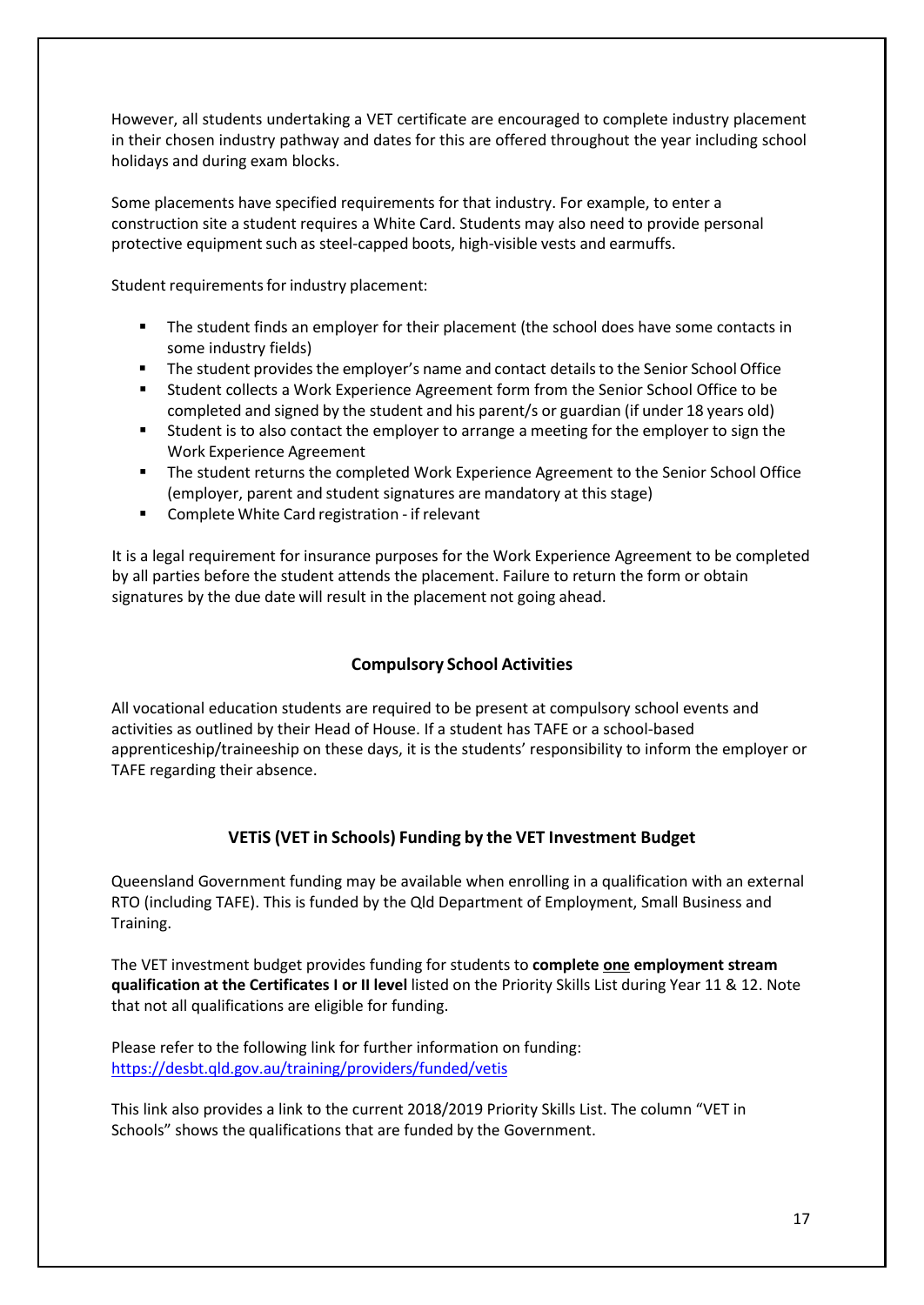However, all students undertaking a VET certificate are encouraged to complete industry placement in their chosen industry pathway and dates for this are offered throughout the year including school holidays and during exam blocks.

Some placements have specified requirements for that industry. For example, to enter a construction site a student requires a White Card. Students may also need to provide personal protective equipment such as steel-capped boots, high-visible vests and earmuffs.

Student requirements for industry placement:

- The student finds an employer for their placement (the school does have some contacts in some industry fields)
- The student provides the employer's name and contact details to the Senior School Office
- Student collects a Work Experience Agreement form from the Senior School Office to be completed and signed by the student and his parent/s or guardian (if under 18 years old)
- Student is to also contact the employer to arrange a meeting for the employer to sign the Work Experience Agreement
- The student returns the completed Work Experience Agreement to the Senior School Office (employer, parent and student signatures are mandatory at this stage)
- Complete White Card registration - if relevant

It is a legal requirement for insurance purposes for the Work Experience Agreement to be completed by all parties before the student attends the placement. Failure to return the form or obtain signatures by the due date will result in the placement not going ahead.

## Compulsory School Activities

All vocational education students are required to be present at compulsory school events and activities as outlined by their Head of House. If a student has TAFE or a school-based apprenticeship/traineeship on these days, it is the students' responsibility to inform the employer or TAFE regarding their absence.

## VETiS (VET in Schools) Funding by the VET Investment Budget

Queensland Government funding may be available when enrolling in a qualification with an external RTO (including TAFE). This is funded by the Qld Department of Employment, Small Business and Training.

The VET investment budget provides funding for students to **complete <u>one</u> employment stream qualification at the Certificates I or II level** listed on the Priority Skills List during Year 11 & 12. Note that not all qualifications are eligible for funding.

Please refer to the following link for further information on funding: https://desbt.qld.gov.au/training/providers/funded/vetis

This link also provides a link to the current 2018/2019 Priority Skills List. The column "VET in Schools" shows the qualifications that are funded by the Government.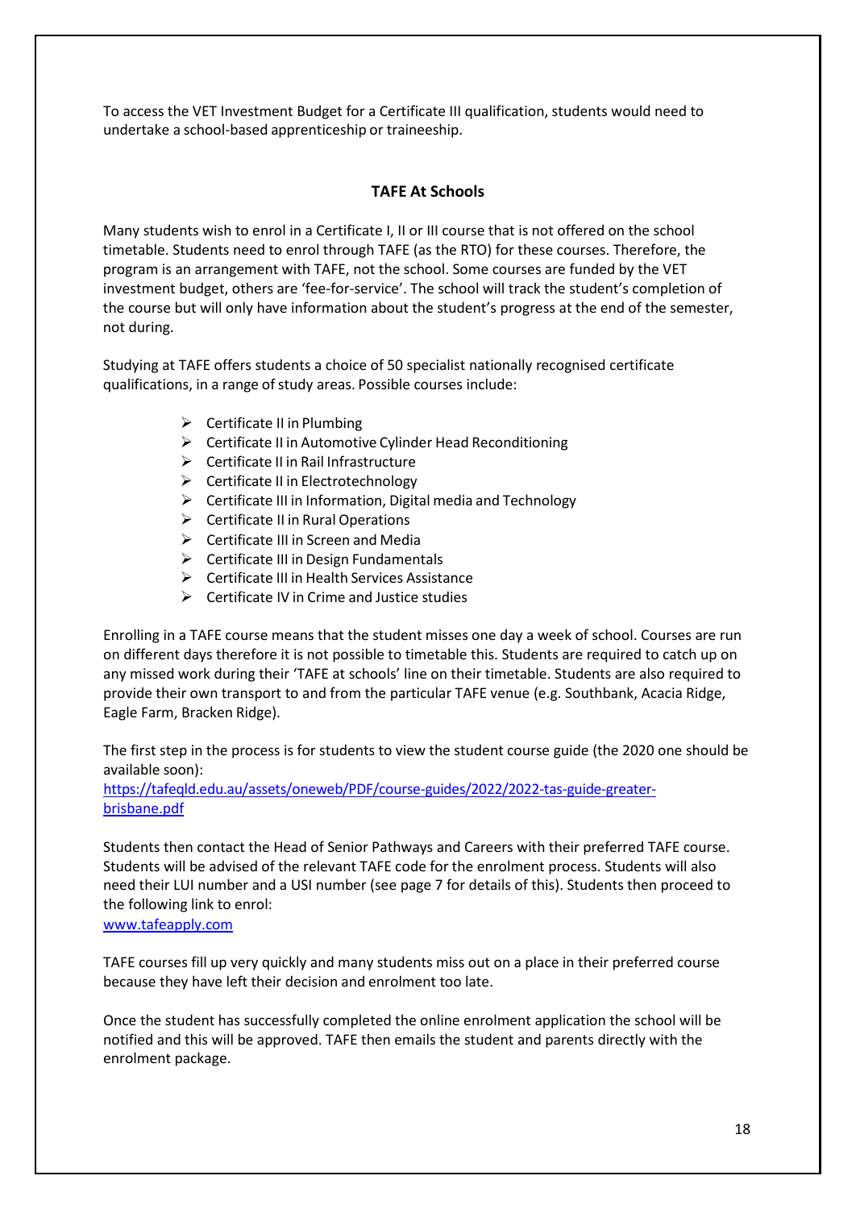To access the VET Investment Budget for a Certificate III qualification, students would need to undertake a school-based apprenticeship or traineeship.

## TAFE At Schools

Many students wish to enrol in a Certificate I, II or III course that is not offered on the school timetable. Students need to enrol through TAFE (as the RTO) for these courses. Therefore, the program is an arrangement with TAFE, not the school. Some courses are funded by the VET investment budget, others are 'fee-for-service'. The school will track the student's completion of the course but will only have information about the student's progress at the end of the semester, not during.

Studying at TAFE offers students a choice of 50 specialist nationally recognised certificate qualifications, in a range of study areas. Possible courses include:

- Certificate II in Plumbing
- Certificate II in Automotive Cylinder Head Reconditioning
- Certificate II in Rail Infrastructure
- Certificate II in Electrotechnology
- Certificate III in Information, Digital media and Technology
- Certificate II in Rural Operations
- Certificate III in Screen and Media
- Certificate III in Design Fundamentals
- Certificate III in Health Services Assistance
- Certificate IV in Crime and Justice studies

Enrolling in a TAFE course means that the student misses one day a week of school. Courses are run on different days therefore it is not possible to timetable this. Students are required to catch up on any missed work during their 'TAFE at schools' line on their timetable. Students are also required to provide their own transport to and from the particular TAFE venue (e.g. Southbank, Acacia Ridge, Eagle Farm, Bracken Ridge).

The first step in the process is for students to view the student course guide (the 2020 one should be available soon):
[https://tafeqld.edu.au/assets/oneweb/PDF/course-guides/2022/2022-tas-guide-greater-brisbane.pdf](https://tafeqld.edu.au/assets/oneweb/PDF/course-guides/2022/2022-tas-guide-greater-brisbane.pdf)

Students then contact the Head of Senior Pathways and Careers with their preferred TAFE course. Students will be advised of the relevant TAFE code for the enrolment process. Students will also need their LUI number and a USI number (see page 7 for details of this). Students then proceed to the following link to enrol:
[www.tafeapply.com](www.tafeapply.com)

TAFE courses fill up very quickly and many students miss out on a place in their preferred course because they have left their decision and enrolment too late.

Once the student has successfully completed the online enrolment application the school will be notified and this will be approved. TAFE then emails the student and parents directly with the enrolment package.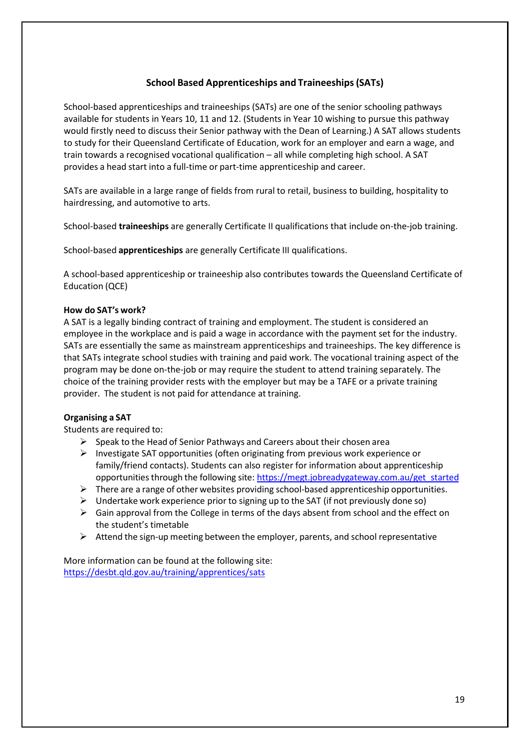## School Based Apprenticeships and Traineeships (SATs)

School-based apprenticeships and traineeships (SATs) are one of the senior schooling pathways available for students in Years 10, 11 and 12. (Students in Year 10 wishing to pursue this pathway would firstly need to discuss their Senior pathway with the Dean of Learning.) A SAT allows students to study for their Queensland Certificate of Education, work for an employer and earn a wage, and train towards a recognised vocational qualification – all while completing high school. A SAT provides a head start into a full-time or part-time apprenticeship and career.

SATs are available in a large range of fields from rural to retail, business to building, hospitality to hairdressing, and automotive to arts.

School-based **traineeships** are generally Certificate II qualifications that include on-the-job training.

School-based **apprenticeships** are generally Certificate III qualifications.

A school-based apprenticeship or traineeship also contributes towards the Queensland Certificate of Education (QCE)

**How do SAT's work?**

A SAT is a legally binding contract of training and employment. The student is considered an employee in the workplace and is paid a wage in accordance with the payment set for the industry. SATs are essentially the same as mainstream apprenticeships and traineeships. The key difference is that SATs integrate school studies with training and paid work. The vocational training aspect of the program may be done on-the-job or may require the student to attend training separately. The choice of the training provider rests with the employer but may be a TAFE or a private training provider. The student is not paid for attendance at training.

**Organising a SAT**

Students are required to:

- Speak to the Head of Senior Pathways and Careers about their chosen area
- Investigate SAT opportunities (often originating from previous work experience or family/friend contacts). Students can also register for information about apprenticeship opportunities through the following site: https://megt.jobreadygateway.com.au/get_started
- There are a range of other websites providing school-based apprenticeship opportunities.
- Undertake work experience prior to signing up to the SAT (if not previously done so)
- Gain approval from the College in terms of the days absent from school and the effect on the student's timetable
- Attend the sign-up meeting between the employer, parents, and school representative

More information can be found at the following site:
https://desbt.qld.gov.au/training/apprentices/sats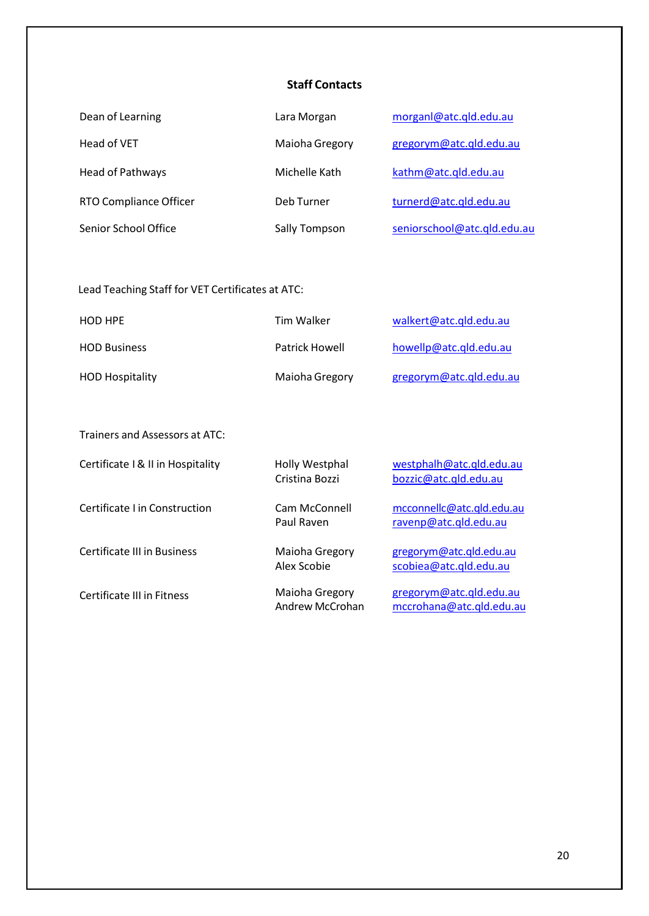## Staff Contacts

| | | |
|---|---|---|
| Dean of Learning | Lara Morgan | morganl@atc.qld.edu.au |
| Head of VET | Maioha Gregory | gregorym@atc.qld.edu.au |
| Head of Pathways | Michelle Kath | kathm@atc.qld.edu.au |
| RTO Compliance Officer | Deb Turner | turnerd@atc.qld.edu.au |
| Senior School Office | Sally Tompson | seniorschool@atc.qld.edu.au |

Lead Teaching Staff for VET Certificates at ATC:

| | | |
|---|---|---|
| HOD HPE | Tim Walker | walkert@atc.qld.edu.au |
| HOD Business | Patrick Howell | howellp@atc.qld.edu.au |
| HOD Hospitality | Maioha Gregory | gregorym@atc.qld.edu.au |

Trainers and Assessors at ATC:

| | | |
|---|---|---|
| Certificate I & II in Hospitality | Holly Westphal<br>Cristina Bozzi | westphalh@atc.qld.edu.au<br>bozzic@atc.qld.edu.au |
| Certificate I in Construction | Cam McConnell<br>Paul Raven | mcconnellc@atc.qld.edu.au<br>ravenp@atc.qld.edu.au |
| Certificate III in Business | Maioha Gregory<br>Alex Scobie | gregorym@atc.qld.edu.au<br>scobiea@atc.qld.edu.au |
| Certificate III in Fitness | Maioha Gregory<br>Andrew McCrohan | gregorym@atc.qld.edu.au<br>mccrohana@atc.qld.edu.au |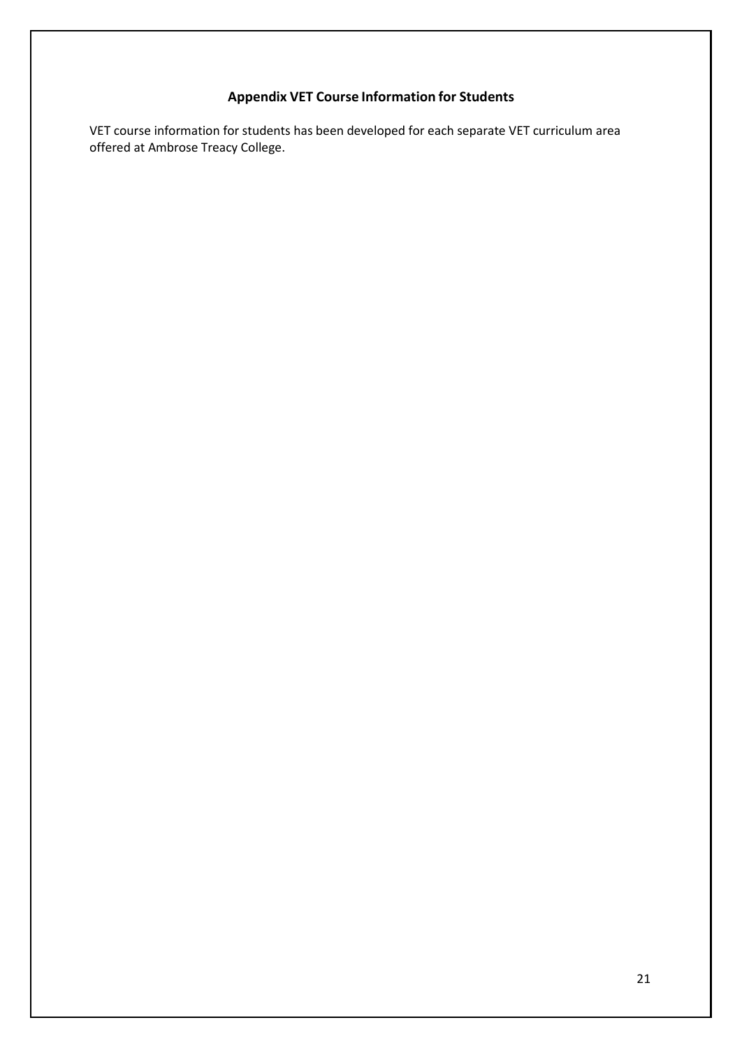## Appendix VET Course Information for Students

VET course information for students has been developed for each separate VET curriculum area offered at Ambrose Treacy College.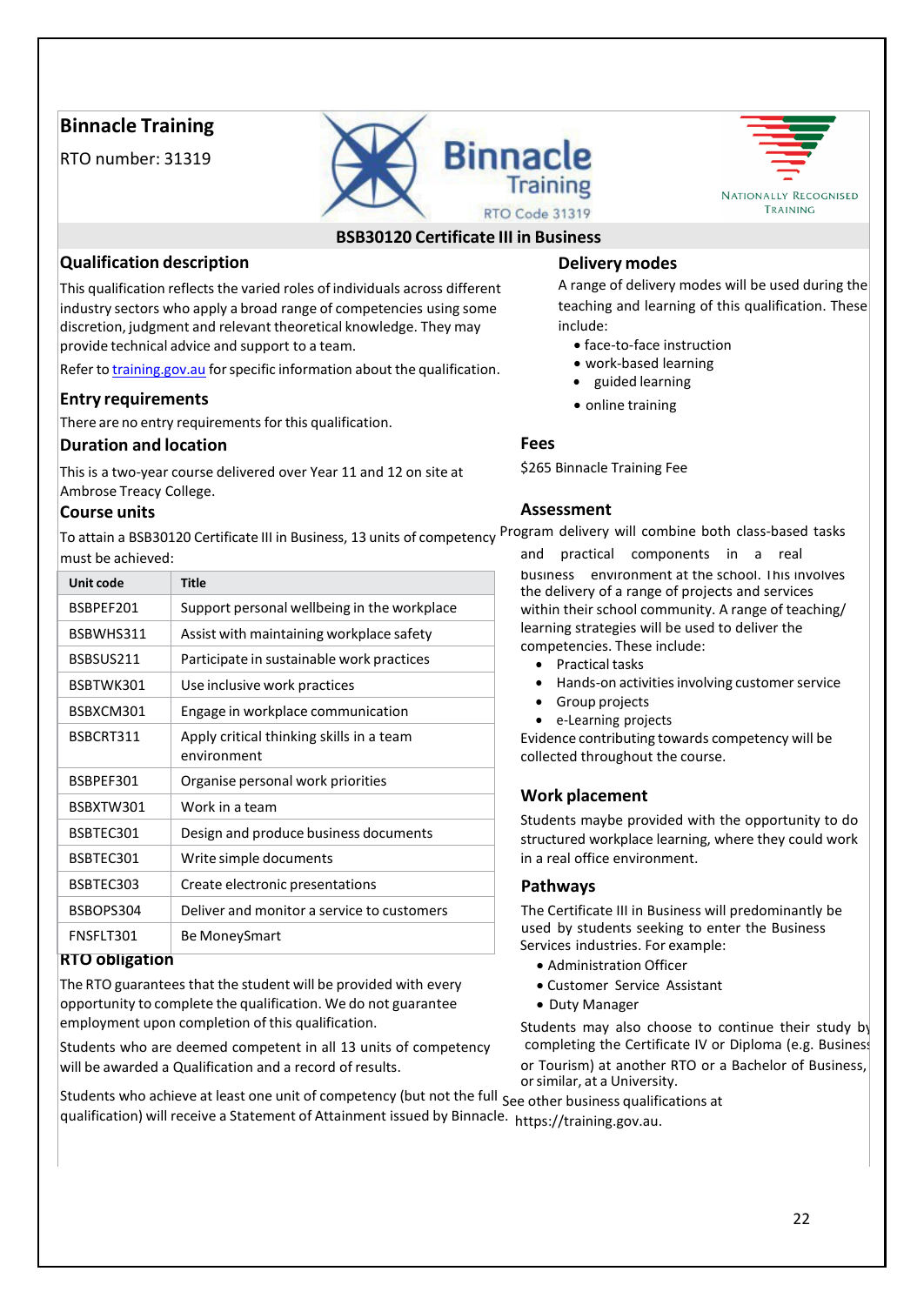# Binnacle Training

RTO number: 31319

## BSB30120 Certificate III in Business

### Qualification description

This qualification reflects the varied roles of individuals across different industry sectors who apply a broad range of competencies using some discretion, judgment and relevant theoretical knowledge. They may provide technical advice and support to a team.

Refer to training.gov.au for specific information about the qualification.

### Entry requirements

There are no entry requirements for this qualification.

### Duration and location

This is a two-year course delivered over Year 11 and 12 on site at Ambrose Treacy College.

### Course units

To attain a BSB30120 Certificate III in Business, 13 units of competency must be achieved:

| Unit code | Title |
|---|---|
| BSBPEF201 | Support personal wellbeing in the workplace |
| BSBWHS311 | Assist with maintaining workplace safety |
| BSBSUS211 | Participate in sustainable work practices |
| BSBTWK301 | Use inclusive work practices |
| BSBXCM301 | Engage in workplace communication |
| BSBCRT311 | Apply critical thinking skills in a team environment |
| BSBPEF301 | Organise personal work priorities |
| BSBXTW301 | Work in a team |
| BSBTEC301 | Design and produce business documents |
| BSBTEC301 | Write simple documents |
| BSBTEC303 | Create electronic presentations |
| BSBOPS304 | Deliver and monitor a service to customers |
| FNSFLT301 | Be MoneySmart |

### RTO obligation

The RTO guarantees that the student will be provided with every opportunity to complete the qualification. We do not guarantee employment upon completion of this qualification.

Students who are deemed competent in all 13 units of competency will be awarded a Qualification and a record of results.

Students who achieve at least one unit of competency (but not the full qualification) will receive a Statement of Attainment issued by Binnacle.

### Delivery modes

A range of delivery modes will be used during the teaching and learning of this qualification. These include:

- face-to-face instruction
- work-based learning
- guided learning
- online training

### Fees

$265 Binnacle Training Fee

### Assessment

Program delivery will combine both class-based tasks and practical components in a real business environment at the school. This involves the delivery of a range of projects and services within their school community. A range of teaching/learning strategies will be used to deliver the competencies. These include:

- Practical tasks
- Hands-on activities involving customer service
- Group projects
- e-Learning projects

Evidence contributing towards competency will be collected throughout the course.

### Work placement

Students maybe provided with the opportunity to do structured workplace learning, where they could work in a real office environment.

### Pathways

The Certificate III in Business will predominantly be used by students seeking to enter the Business Services industries. For example:

- Administration Officer
- Customer Service Assistant
- Duty Manager

Students may also choose to continue their study by completing the Certificate IV or Diploma (e.g. Business or Tourism) at another RTO or a Bachelor of Business, or similar, at a University.

See other business qualifications at https://training.gov.au.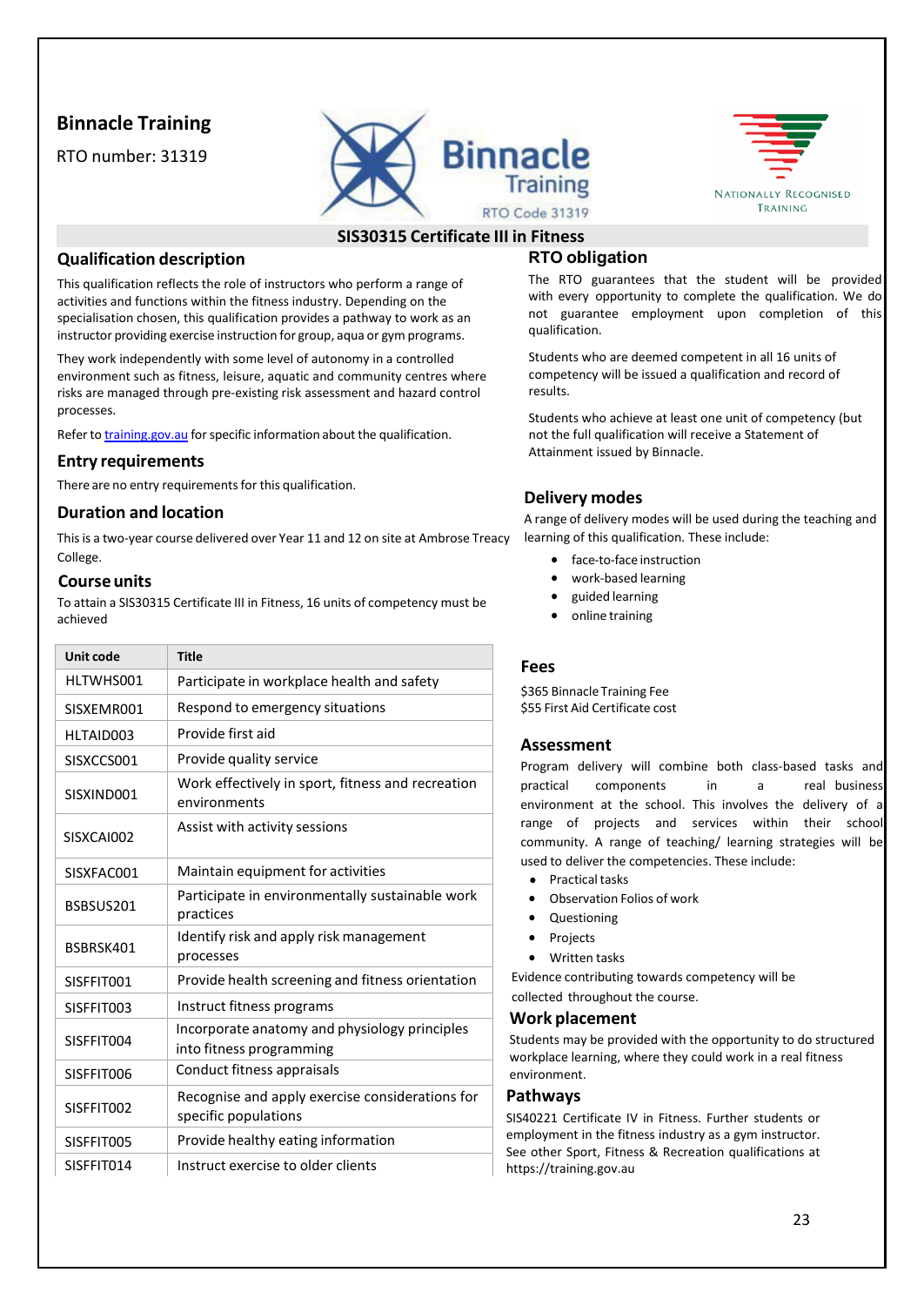**Binnacle Training**

RTO number: 31319

Binnacle Training RTO Code 31319

NATIONALLY RECOGNISED TRAINING

## SIS30315 Certificate III in Fitness

### Qualification description

This qualification reflects the role of instructors who perform a range of activities and functions within the fitness industry. Depending on the specialisation chosen, this qualification provides a pathway to work as an instructor providing exercise instruction for group, aqua or gym programs.

They work independently with some level of autonomy in a controlled environment such as fitness, leisure, aquatic and community centres where risks are managed through pre-existing risk assessment and hazard control processes.

Refer to training.gov.au for specific information about the qualification.

### Entry requirements

There are no entry requirements for this qualification.

### Duration and location

This is a two-year course delivered over Year 11 and 12 on site at Ambrose Treacy College.

### Course units

To attain a SIS30315 Certificate III in Fitness, 16 units of competency must be achieved

| Unit code | Title |
|---|---|
| HLTWHS001 | Participate in workplace health and safety |
| SISXEMR001 | Respond to emergency situations |
| HLTAID003 | Provide first aid |
| SISXCCS001 | Provide quality service |
| SISXIND001 | Work effectively in sport, fitness and recreation environments |
| SISXCAI002 | Assist with activity sessions |
| SISXFAC001 | Maintain equipment for activities |
| BSBSUS201 | Participate in environmentally sustainable work practices |
| BSBRSK401 | Identify risk and apply risk management processes |
| SISFFIT001 | Provide health screening and fitness orientation |
| SISFFIT003 | Instruct fitness programs |
| SISFFIT004 | Incorporate anatomy and physiology principles into fitness programming |
| SISFFIT006 | Conduct fitness appraisals |
| SISFFIT002 | Recognise and apply exercise considerations for specific populations |
| SISFFIT005 | Provide healthy eating information |
| SISFFIT014 | Instruct exercise to older clients |

### RTO obligation

The RTO guarantees that the student will be provided with every opportunity to complete the qualification. We do not guarantee employment upon completion of this qualification.

Students who are deemed competent in all 16 units of competency will be issued a qualification and record of results.

Students who achieve at least one unit of competency (but not the full qualification will receive a Statement of Attainment issued by Binnacle.

### Delivery modes

A range of delivery modes will be used during the teaching and learning of this qualification. These include:

- face-to-face instruction
- work-based learning
- guided learning
- online training

### Fees

$365 Binnacle Training Fee
$55 First Aid Certificate cost

### Assessment

Program delivery will combine both class-based tasks and practical components in a real business environment at the school. This involves the delivery of a range of projects and services within their school community. A range of teaching/ learning strategies will be used to deliver the competencies. These include:

- Practical tasks
- Observation Folios of work
- Questioning
- Projects
- Written tasks

Evidence contributing towards competency will be collected throughout the course.

### Work placement

Students may be provided with the opportunity to do structured workplace learning, where they could work in a real fitness environment.

### Pathways

SIS40221 Certificate IV in Fitness. Further students or employment in the fitness industry as a gym instructor. See other Sport, Fitness & Recreation qualifications at https://training.gov.au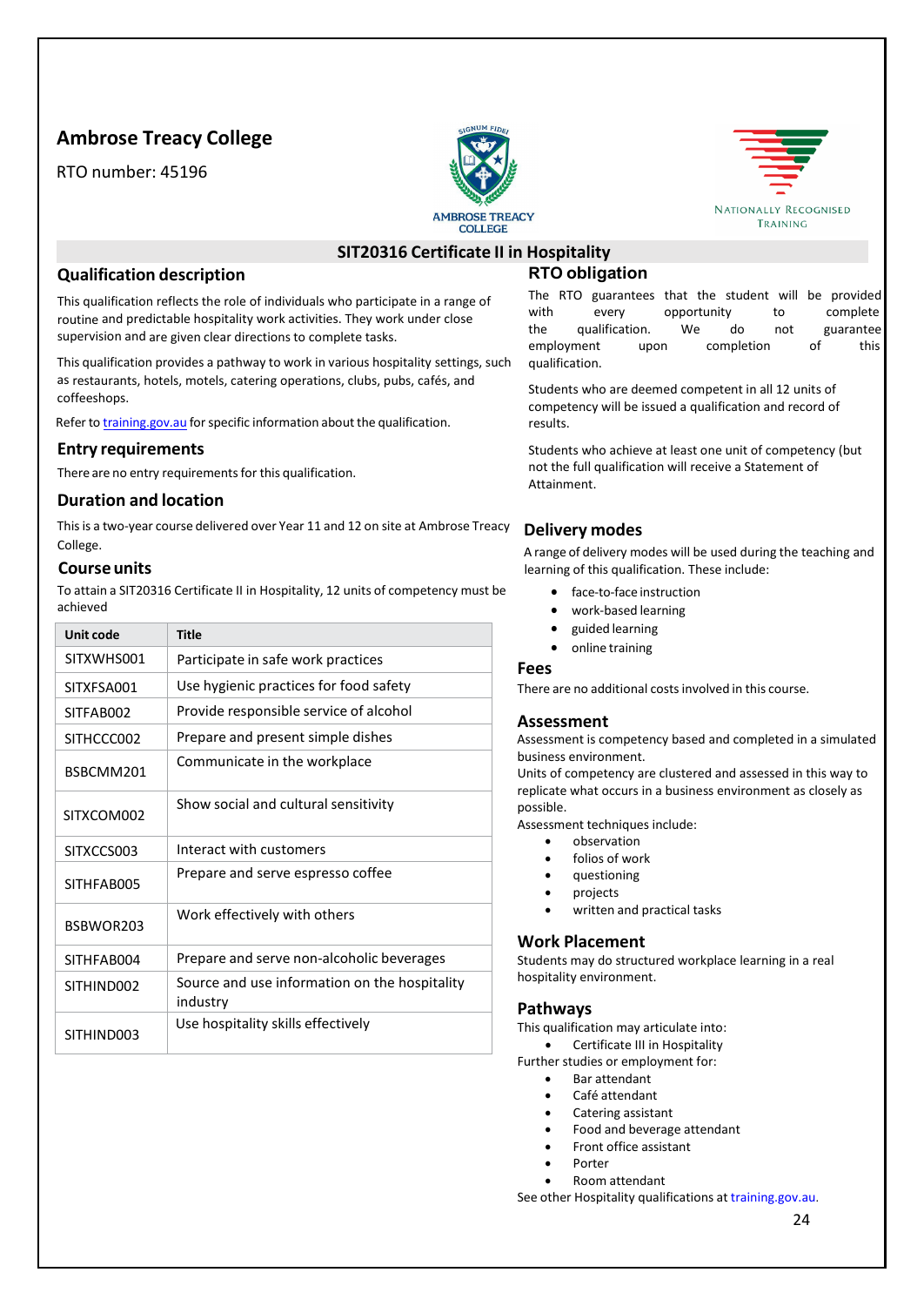**Ambrose Treacy College**

RTO number: 45196

## SIT20316 Certificate II in Hospitality

### Qualification description

This qualification reflects the role of individuals who participate in a range of routine and predictable hospitality work activities. They work under close supervision and are given clear directions to complete tasks.

This qualification provides a pathway to work in various hospitality settings, such as restaurants, hotels, motels, catering operations, clubs, pubs, cafés, and coffeeshops.

Refer to training.gov.au for specific information about the qualification.

### Entry requirements

There are no entry requirements for this qualification.

### Duration and location

This is a two-year course delivered over Year 11 and 12 on site at Ambrose Treacy College.

### Course units

To attain a SIT20316 Certificate II in Hospitality, 12 units of competency must be achieved

| Unit code | Title |
|---|---|
| SITXWHS001 | Participate in safe work practices |
| SITXFSA001 | Use hygienic practices for food safety |
| SITFAB002 | Provide responsible service of alcohol |
| SITHCCC002 | Prepare and present simple dishes |
| BSBCMM201 | Communicate in the workplace |
| SITXCOM002 | Show social and cultural sensitivity |
| SITXCCS003 | Interact with customers |
| SITHFAB005 | Prepare and serve espresso coffee |
| BSBWOR203 | Work effectively with others |
| SITHFAB004 | Prepare and serve non-alcoholic beverages |
| SITHIND002 | Source and use information on the hospitality industry |
| SITHIND003 | Use hospitality skills effectively |

### RTO obligation

The RTO guarantees that the student will be provided with every opportunity to complete the qualification. We do not guarantee employment upon completion of this qualification.

Students who are deemed competent in all 12 units of competency will be issued a qualification and record of results.

Students who achieve at least one unit of competency (but not the full qualification will receive a Statement of Attainment.

### Delivery modes

A range of delivery modes will be used during the teaching and learning of this qualification. These include:

- face-to-face instruction
- work-based learning
- guided learning
- online training

### Fees

There are no additional costs involved in this course.

### Assessment

Assessment is competency based and completed in a simulated business environment.

Units of competency are clustered and assessed in this way to replicate what occurs in a business environment as closely as possible.

Assessment techniques include:

- observation
- folios of work
- questioning
- projects
- written and practical tasks

### Work Placement

Students may do structured workplace learning in a real hospitality environment.

### Pathways

This qualification may articulate into:

- Certificate III in Hospitality

Further studies or employment for:

- Bar attendant
- Café attendant
- Catering assistant
- Food and beverage attendant
- Front office assistant
- Porter
- Room attendant

See other Hospitality qualifications at training.gov.au.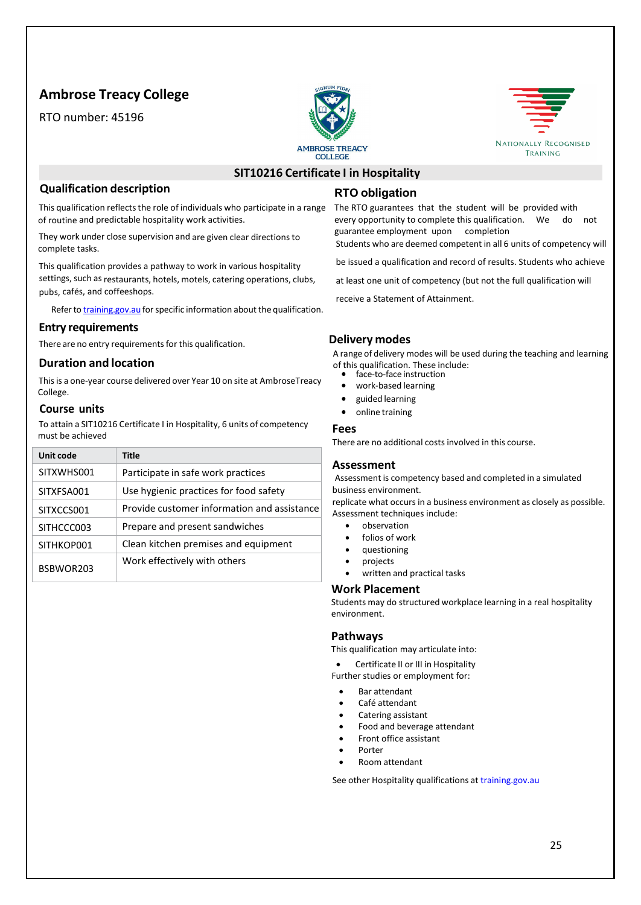# Ambrose Treacy College

RTO number: 45196

## SIT10216 Certificate I in Hospitality

### Qualification description

This qualification reflects the role of individuals who participate in a range of routine and predictable hospitality work activities.

They work under close supervision and are given clear directions to complete tasks.

This qualification provides a pathway to work in various hospitality settings, such as restaurants, hotels, motels, catering operations, clubs, pubs, cafés, and coffeeshops.

Refer to training.gov.au for specific information about the qualification.

### Entry requirements

There are no entry requirements for this qualification.

### Duration and location

This is a one-year course delivered over Year 10 on site at AmbroseTreacy College.

### Course units

To attain a SIT10216 Certificate I in Hospitality, 6 units of competency must be achieved

| Unit code | Title |
|---|---|
| SITXWHS001 | Participate in safe work practices |
| SITXFSA001 | Use hygienic practices for food safety |
| SITXCCS001 | Provide customer information and assistance |
| SITHCCC003 | Prepare and present sandwiches |
| SITHKOP001 | Clean kitchen premises and equipment |
| BSBWOR203 | Work effectively with others |

### RTO obligation

The RTO guarantees that the student will be provided with every opportunity to complete this qualification. We do not guarantee employment upon completion

Students who are deemed competent in all 6 units of competency will be issued a qualification and record of results. Students who achieve at least one unit of competency (but not the full qualification will receive a Statement of Attainment.

### Delivery modes

A range of delivery modes will be used during the teaching and learning of this qualification. These include:

- face-to-face instruction
- work-based learning
- guided learning
- online training

### Fees

There are no additional costs involved in this course.

### Assessment

Assessment is competency based and completed in a simulated business environment.

replicate what occurs in a business environment as closely as possible. Assessment techniques include:

- observation
- folios of work
- questioning
- projects
- written and practical tasks

### Work Placement

Students may do structured workplace learning in a real hospitality environment.

### Pathways

This qualification may articulate into:

- Certificate II or III in Hospitality

Further studies or employment for:

- Bar attendant
- Café attendant
- Catering assistant
- Food and beverage attendant
- Front office assistant
- Porter
- Room attendant

See other Hospitality qualifications at training.gov.au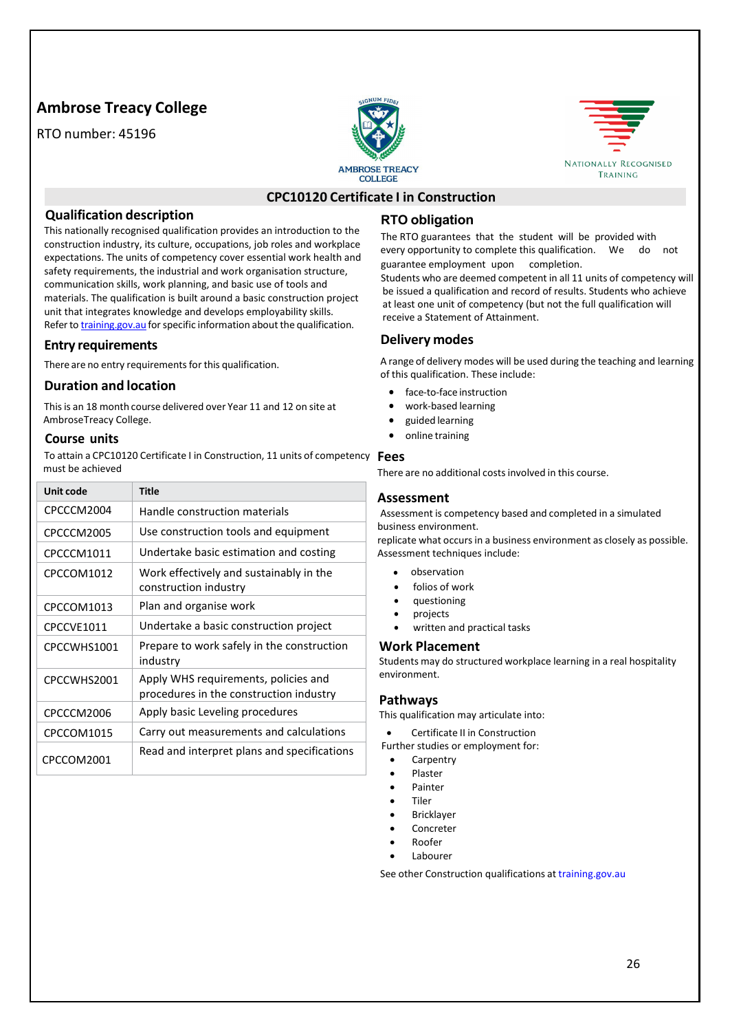# Ambrose Treacy College

RTO number: 45196

AMBROSE TREACY COLLEGE

NATIONALLY RECOGNISED TRAINING

## CPC10120 Certificate I in Construction

### Qualification description

This nationally recognised qualification provides an introduction to the construction industry, its culture, occupations, job roles and workplace expectations. The units of competency cover essential work health and safety requirements, the industrial and work organisation structure, communication skills, work planning, and basic use of tools and materials. The qualification is built around a basic construction project unit that integrates knowledge and develops employability skills. Refer to training.gov.au for specific information about the qualification.

### Entry requirements

There are no entry requirements for this qualification.

### Duration and location

This is an 18 month course delivered over Year 11 and 12 on site at AmbroseTreacy College.

### Course units

To attain a CPC10120 Certificate I in Construction, 11 units of competency must be achieved

| Unit code | Title |
|---|---|
| CPCCCM2004 | Handle construction materials |
| CPCCCM2005 | Use construction tools and equipment |
| CPCCCM1011 | Undertake basic estimation and costing |
| CPCCOM1012 | Work effectively and sustainably in the construction industry |
| CPCCOM1013 | Plan and organise work |
| CPCCVE1011 | Undertake a basic construction project |
| CPCCWHS1001 | Prepare to work safely in the construction industry |
| CPCCWHS2001 | Apply WHS requirements, policies and procedures in the construction industry |
| CPCCCM2006 | Apply basic Leveling procedures |
| CPCCOM1015 | Carry out measurements and calculations |
| CPCCOM2001 | Read and interpret plans and specifications |

### RTO obligation

The RTO guarantees that the student will be provided with every opportunity to complete this qualification. We do not guarantee employment upon completion.
Students who are deemed competent in all 11 units of competency will be issued a qualification and record of results. Students who achieve at least one unit of competency (but not the full qualification will receive a Statement of Attainment.

### Delivery modes

A range of delivery modes will be used during the teaching and learning of this qualification. These include:

- face-to-face instruction
- work-based learning
- guided learning
- online training

### Fees

There are no additional costs involved in this course.

### Assessment

Assessment is competency based and completed in a simulated business environment.
replicate what occurs in a business environment as closely as possible. Assessment techniques include:

- observation
- folios of work
- questioning
- projects
- written and practical tasks

### Work Placement

Students may do structured workplace learning in a real hospitality environment.

### Pathways

This qualification may articulate into:

- Certificate II in Construction

Further studies or employment for:

- Carpentry
- Plaster
- Painter
- Tiler
- Bricklayer
- Concreter
- Roofer
- Labourer

See other Construction qualifications at training.gov.au